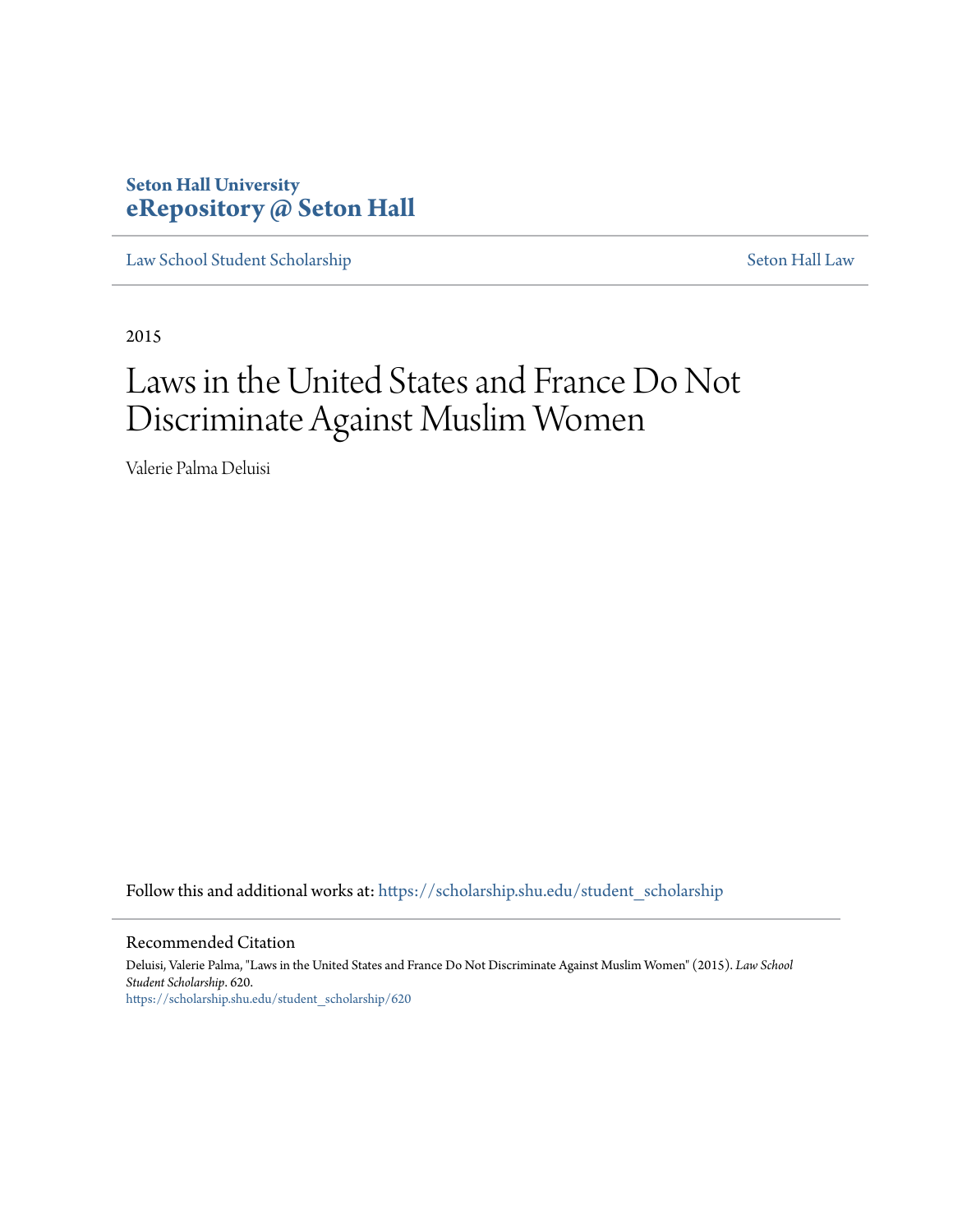**Seton Hall University**
**eRepository @ Seton Hall**

Law School Student Scholarship | Seton Hall Law

2015

# Laws in the United States and France Do Not Discriminate Against Muslim Women

Valerie Palma Deluisi

Follow this and additional works at: https://scholarship.shu.edu/student_scholarship

## Recommended Citation

Deluisi, Valerie Palma, "Laws in the United States and France Do Not Discriminate Against Muslim Women" (2015). *Law School Student Scholarship*. 620.
https://scholarship.shu.edu/student_scholarship/620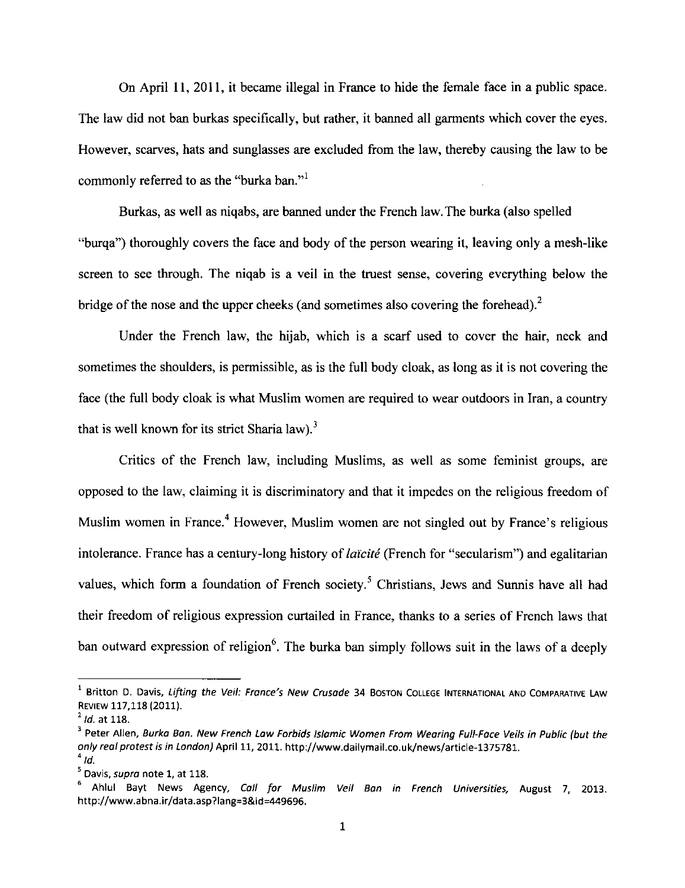On April 11, 2011, it became illegal in France to hide the female face in a public space. The law did not ban burkas specifically, but rather, it banned all garments which cover the eyes. However, scarves, hats and sunglasses are excluded from the law, thereby causing the law to be commonly referred to as the "burka ban."[1]

Burkas, as well as niqabs, are banned under the French law. The burka (also spelled "burqa") thoroughly covers the face and body of the person wearing it, leaving only a mesh-like screen to see through. The niqab is a veil in the truest sense, covering everything below the bridge of the nose and the upper cheeks (and sometimes also covering the forehead).[2]

Under the French law, the hijab, which is a scarf used to cover the hair, neck and sometimes the shoulders, is permissible, as is the full body cloak, as long as it is not covering the face (the full body cloak is what Muslim women are required to wear outdoors in Iran, a country that is well known for its strict Sharia law).[3]

Critics of the French law, including Muslims, as well as some feminist groups, are opposed to the law, claiming it is discriminatory and that it impedes on the religious freedom of Muslim women in France.[4] However, Muslim women are not singled out by France's religious intolerance. France has a century-long history of *laïcité* (French for "secularism") and egalitarian values, which form a foundation of French society.[5] Christians, Jews and Sunnis have all had their freedom of religious expression curtailed in France, thanks to a series of French laws that ban outward expression of religion[6]. The burka ban simply follows suit in the laws of a deeply

---

[1] Britton D. Davis, *Lifting the Veil: France's New Crusade* 34 BOSTON COLLEGE INTERNATIONAL AND COMPARATIVE LAW REVIEW 117,118 (2011).

[2] *Id.* at 118.

[3] Peter Allen, *Burka Ban. New French Law Forbids Islamic Women From Wearing Full-Face Veils in Public (but the only real protest is in London)* April 11, 2011. http://www.dailymail.co.uk/news/article-1375781.

[4] *Id.*

[5] Davis, *supra* note 1, at 118.

[6] Ahlul Bayt News Agency, *Call for Muslim Veil Ban in French Universities,* August 7, 2013. http://www.abna.ir/data.asp?lang=3&id=449696.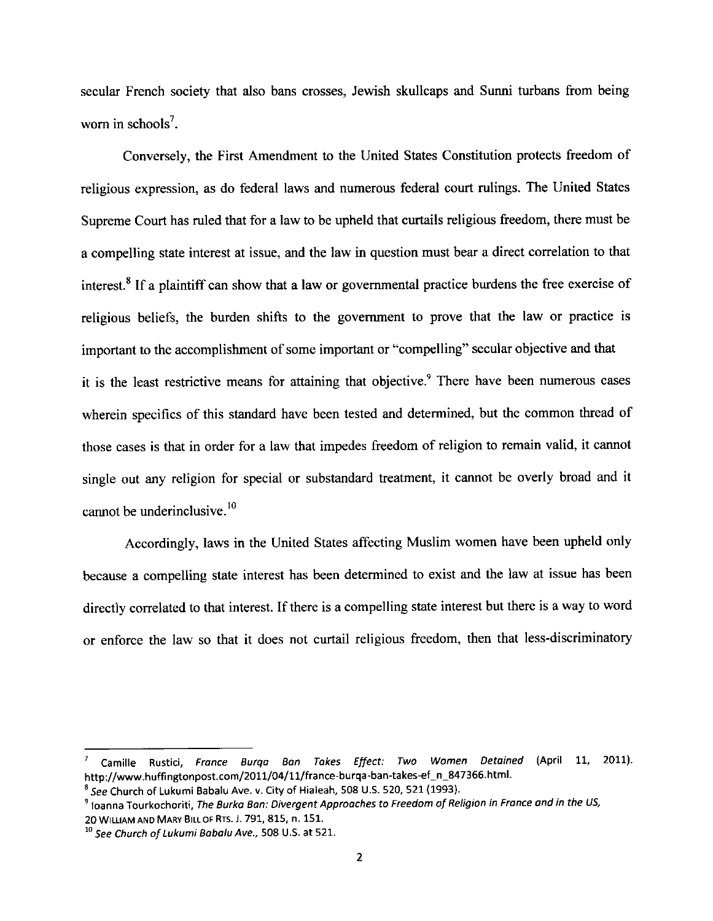secular French society that also bans crosses, Jewish skullcaps and Sunni turbans from being worn in schools[7].

Conversely, the First Amendment to the United States Constitution protects freedom of religious expression, as do federal laws and numerous federal court rulings. The United States Supreme Court has ruled that for a law to be upheld that curtails religious freedom, there must be a compelling state interest at issue, and the law in question must bear a direct correlation to that interest.[8] If a plaintiff can show that a law or governmental practice burdens the free exercise of religious beliefs, the burden shifts to the government to prove that the law or practice is important to the accomplishment of some important or "compelling" secular objective and that it is the least restrictive means for attaining that objective.[9] There have been numerous cases wherein specifics of this standard have been tested and determined, but the common thread of those cases is that in order for a law that impedes freedom of religion to remain valid, it cannot single out any religion for special or substandard treatment, it cannot be overly broad and it cannot be underinclusive.[10]

Accordingly, laws in the United States affecting Muslim women have been upheld only because a compelling state interest has been determined to exist and the law at issue has been directly correlated to that interest. If there is a compelling state interest but there is a way to word or enforce the law so that it does not curtail religious freedom, then that less-discriminatory

---

[7] Camille Rustici, *France Burqa Ban Takes Effect: Two Women Detained* (April 11, 2011). http://www.huffingtonpost.com/2011/04/11/france-burqa-ban-takes-ef_n_847366.html.

[8] *See* Church of Lukumi Babalu Ave. v. City of Hialeah, 508 U.S. 520, 521 (1993).

[9] Ioanna Tourkochoriti, *The Burka Ban: Divergent Approaches to Freedom of Religion in France and in the US*, 20 William and Mary Bill of Rts. J. 791, 815, n. 151.

[10] *See Church of Lukumi Babalu Ave.*, 508 U.S. at 521.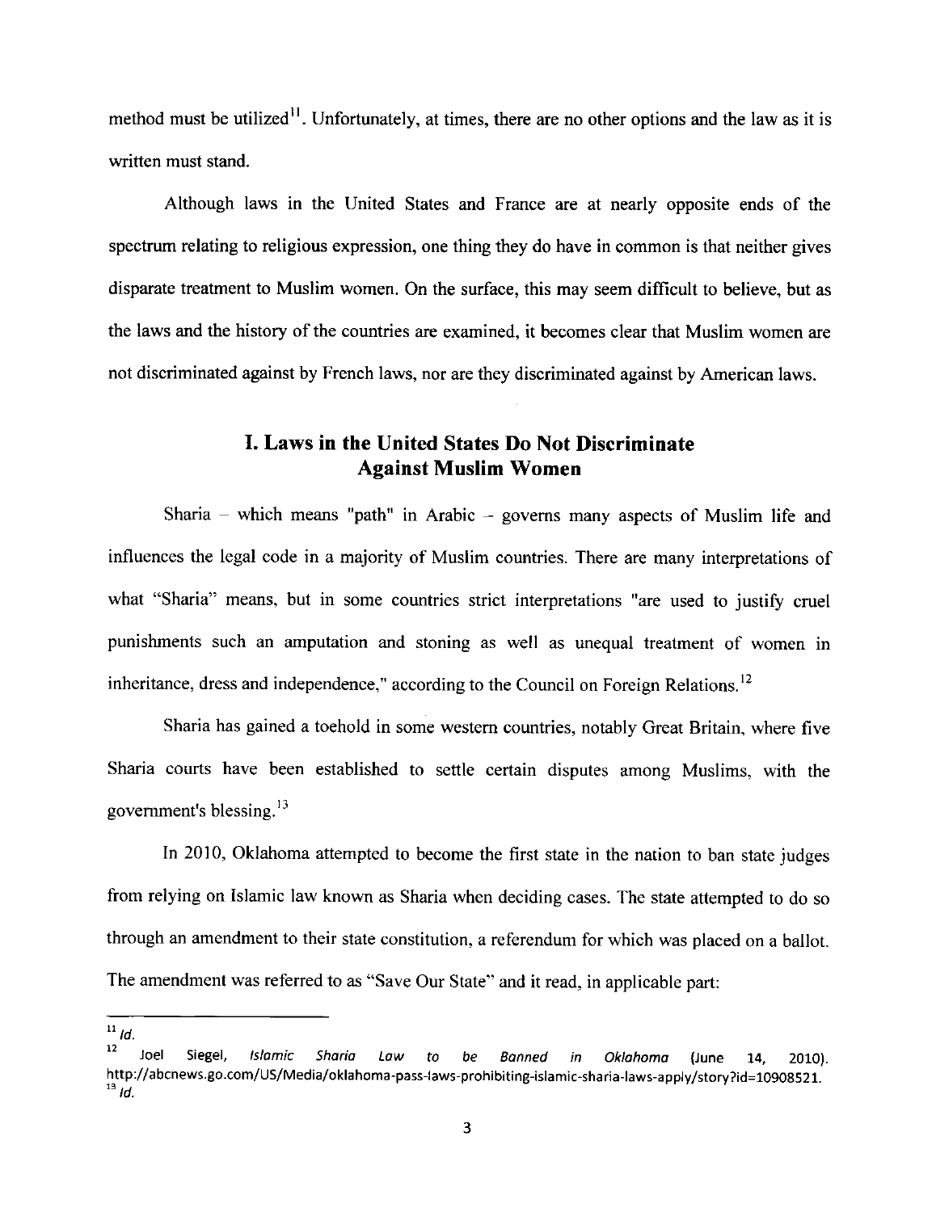method must be utilized[11]. Unfortunately, at times, there are no other options and the law as it is written must stand.

Although laws in the United States and France are at nearly opposite ends of the spectrum relating to religious expression, one thing they do have in common is that neither gives disparate treatment to Muslim women. On the surface, this may seem difficult to believe, but as the laws and the history of the countries are examined, it becomes clear that Muslim women are not discriminated against by French laws, nor are they discriminated against by American laws.

## I. Laws in the United States Do Not Discriminate Against Muslim Women

Sharia – which means "path" in Arabic – governs many aspects of Muslim life and influences the legal code in a majority of Muslim countries. There are many interpretations of what "Sharia" means, but in some countries strict interpretations "are used to justify cruel punishments such an amputation and stoning as well as unequal treatment of women in inheritance, dress and independence," according to the Council on Foreign Relations.[12]

Sharia has gained a toehold in some western countries, notably Great Britain, where five Sharia courts have been established to settle certain disputes among Muslims, with the government's blessing.[13]

In 2010, Oklahoma attempted to become the first state in the nation to ban state judges from relying on Islamic law known as Sharia when deciding cases. The state attempted to do so through an amendment to their state constitution, a referendum for which was placed on a ballot. The amendment was referred to as "Save Our State" and it read, in applicable part:

---

[11] *Id.*

[12] Joel Siegel, *Islamic Sharia Law to be Banned in Oklahoma* (June 14, 2010). http://abcnews.go.com/US/Media/oklahoma-pass-laws-prohibiting-islamic-sharia-laws-apply/story?id=10908521.

[13] *Id.*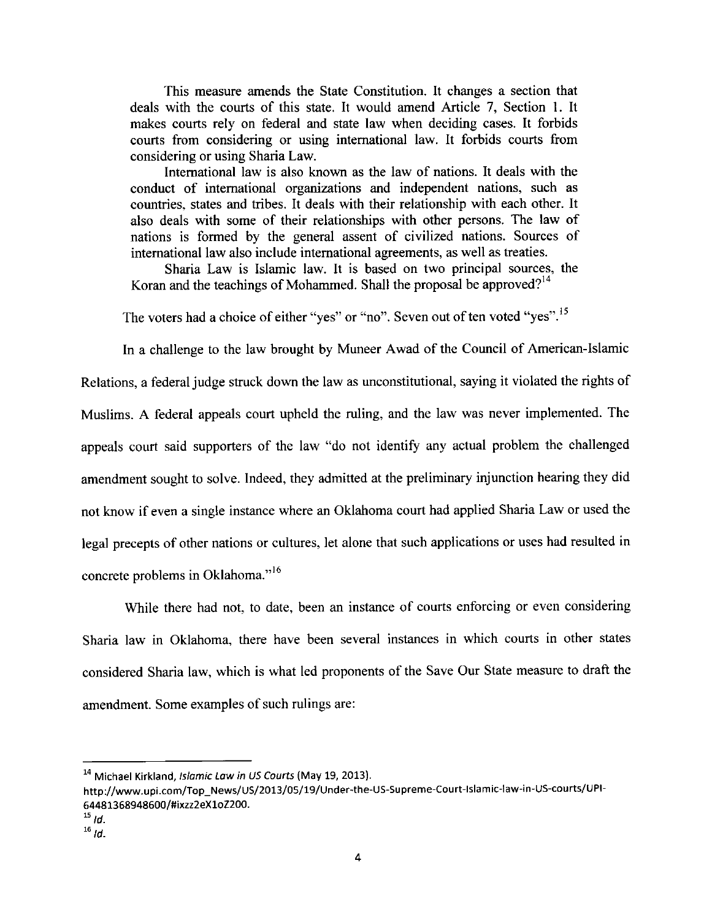> This measure amends the State Constitution. It changes a section that deals with the courts of this state. It would amend Article 7, Section 1. It makes courts rely on federal and state law when deciding cases. It forbids courts from considering or using international law. It forbids courts from considering or using Sharia Law.
>
> International law is also known as the law of nations. It deals with the conduct of international organizations and independent nations, such as countries, states and tribes. It deals with their relationship with each other. It also deals with some of their relationships with other persons. The law of nations is formed by the general assent of civilized nations. Sources of international law also include international agreements, as well as treaties.
>
> Sharia Law is Islamic law. It is based on two principal sources, the Koran and the teachings of Mohammed. Shall the proposal be approved?[14]

The voters had a choice of either "yes" or "no". Seven out of ten voted "yes".[15]

In a challenge to the law brought by Muneer Awad of the Council of American-Islamic Relations, a federal judge struck down the law as unconstitutional, saying it violated the rights of Muslims. A federal appeals court upheld the ruling, and the law was never implemented. The appeals court said supporters of the law "do not identify any actual problem the challenged amendment sought to solve. Indeed, they admitted at the preliminary injunction hearing they did not know if even a single instance where an Oklahoma court had applied Sharia Law or used the legal precepts of other nations or cultures, let alone that such applications or uses had resulted in concrete problems in Oklahoma."[16]

While there had not, to date, been an instance of courts enforcing or even considering Sharia law in Oklahoma, there have been several instances in which courts in other states considered Sharia law, which is what led proponents of the Save Our State measure to draft the amendment. Some examples of such rulings are:

---

[14] Michael Kirkland, *Islamic Law in US Courts* (May 19, 2013). http://www.upi.com/Top_News/US/2013/05/19/Under-the-US-Supreme-Court-Islamic-law-in-US-courts/UPI-64481368948600/#ixzz2eX1oZ200.

[15] *Id.*

[16] *Id.*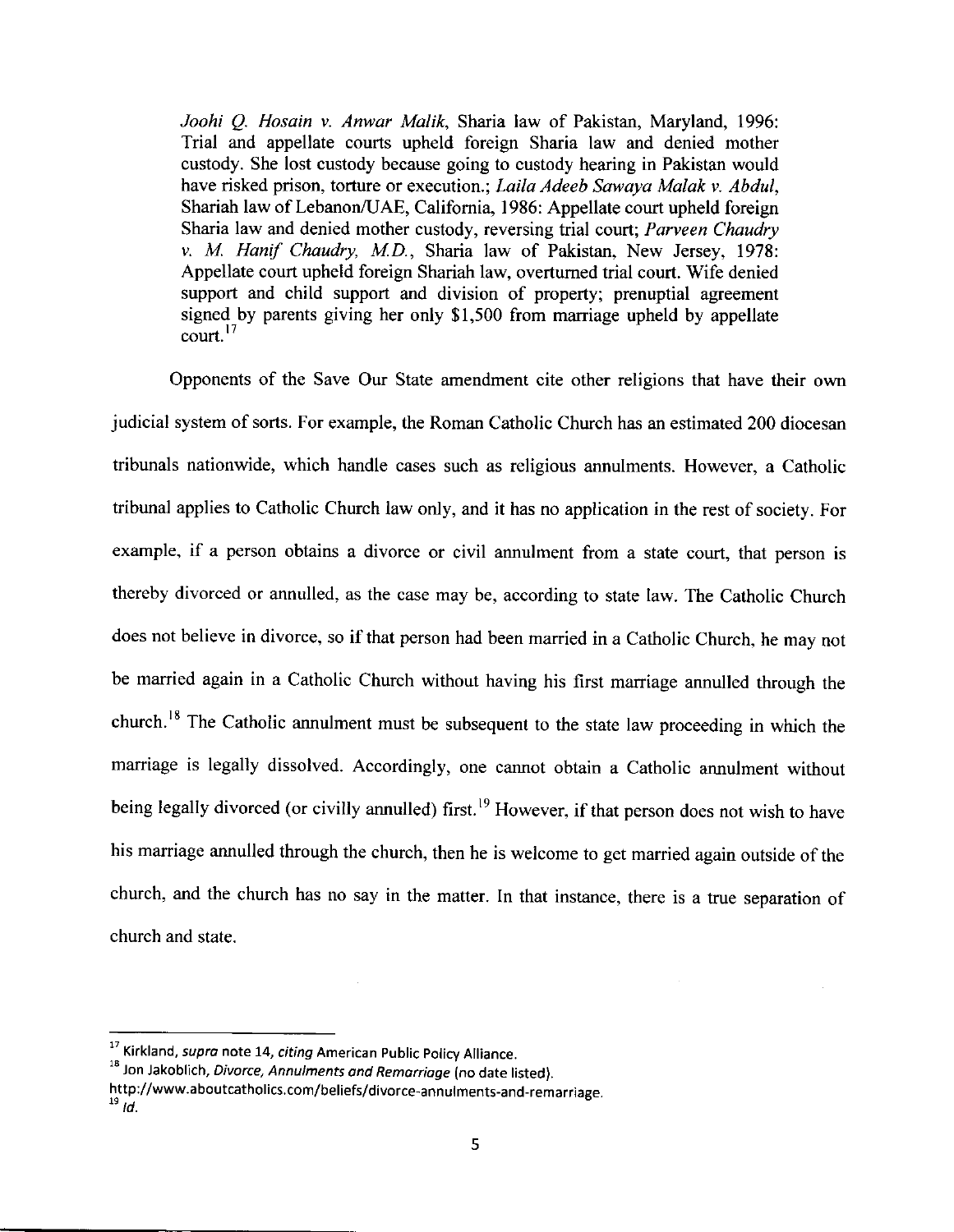> *Joohi Q. Hosain v. Anwar Malik*, Sharia law of Pakistan, Maryland, 1996: Trial and appellate courts upheld foreign Sharia law and denied mother custody. She lost custody because going to custody hearing in Pakistan would have risked prison, torture or execution.; *Laila Adeeb Sawaya Malak v. Abdul*, Shariah law of Lebanon/UAE, California, 1986: Appellate court upheld foreign Sharia law and denied mother custody, reversing trial court; *Parveen Chaudry v. M. Hanif Chaudry, M.D.*, Sharia law of Pakistan, New Jersey, 1978: Appellate court upheld foreign Shariah law, overturned trial court. Wife denied support and child support and division of property; prenuptial agreement signed by parents giving her only $1,500 from marriage upheld by appellate court.[17]

Opponents of the Save Our State amendment cite other religions that have their own judicial system of sorts. For example, the Roman Catholic Church has an estimated 200 diocesan tribunals nationwide, which handle cases such as religious annulments. However, a Catholic tribunal applies to Catholic Church law only, and it has no application in the rest of society. For example, if a person obtains a divorce or civil annulment from a state court, that person is thereby divorced or annulled, as the case may be, according to state law. The Catholic Church does not believe in divorce, so if that person had been married in a Catholic Church, he may not be married again in a Catholic Church without having his first marriage annulled through the church.[18] The Catholic annulment must be subsequent to the state law proceeding in which the marriage is legally dissolved. Accordingly, one cannot obtain a Catholic annulment without being legally divorced (or civilly annulled) first.[19] However, if that person does not wish to have his marriage annulled through the church, then he is welcome to get married again outside of the church, and the church has no say in the matter. In that instance, there is a true separation of church and state.

---

[17] Kirkland, *supra* note 14, *citing* American Public Policy Alliance.

[18] Jon Jakoblich, *Divorce, Annulments and Remarriage* (no date listed). http://www.aboutcatholics.com/beliefs/divorce-annulments-and-remarriage.

[19] *Id.*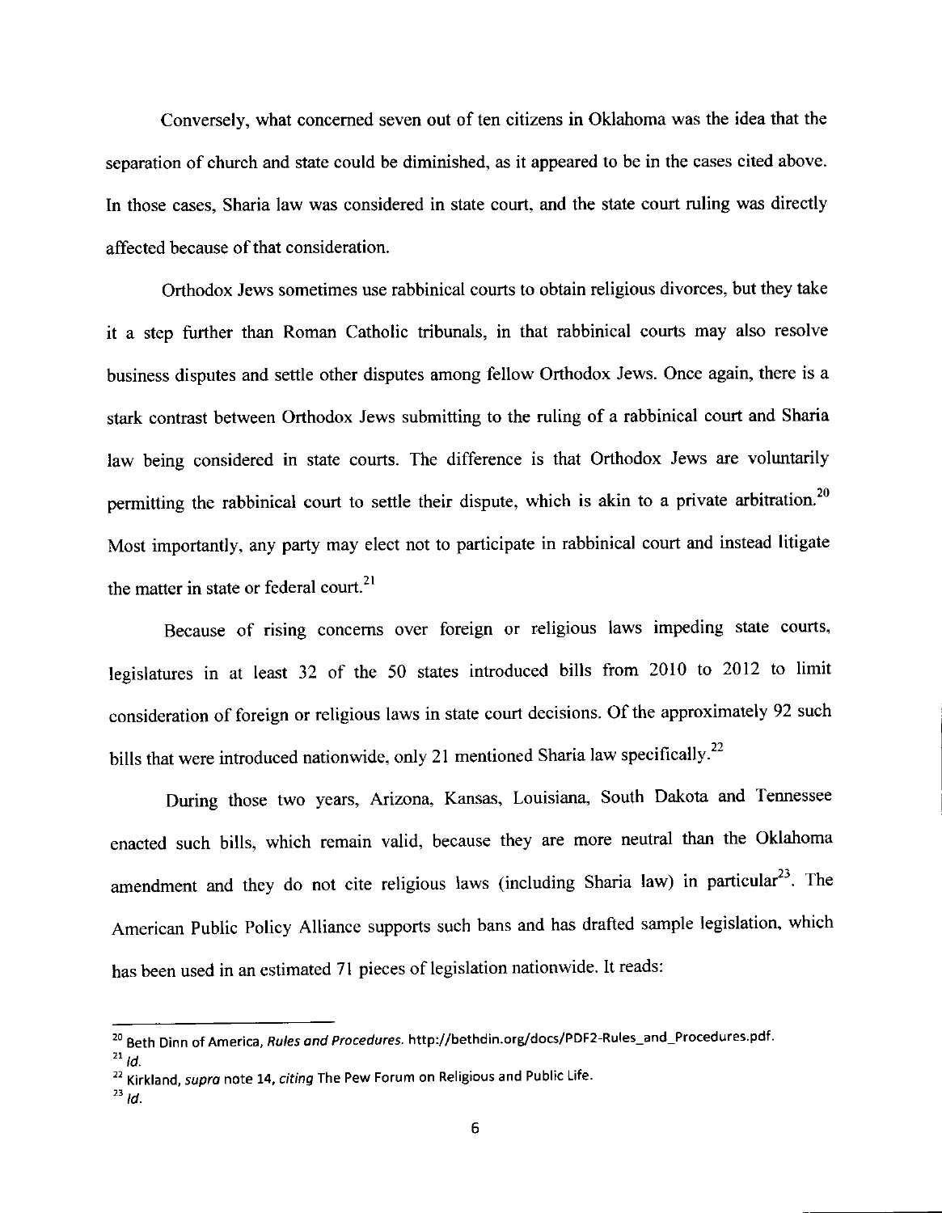Conversely, what concerned seven out of ten citizens in Oklahoma was the idea that the separation of church and state could be diminished, as it appeared to be in the cases cited above. In those cases, Sharia law was considered in state court, and the state court ruling was directly affected because of that consideration.

Orthodox Jews sometimes use rabbinical courts to obtain religious divorces, but they take it a step further than Roman Catholic tribunals, in that rabbinical courts may also resolve business disputes and settle other disputes among fellow Orthodox Jews. Once again, there is a stark contrast between Orthodox Jews submitting to the ruling of a rabbinical court and Sharia law being considered in state courts. The difference is that Orthodox Jews are voluntarily permitting the rabbinical court to settle their dispute, which is akin to a private arbitration.[20] Most importantly, any party may elect not to participate in rabbinical court and instead litigate the matter in state or federal court.[21]

Because of rising concerns over foreign or religious laws impeding state courts, legislatures in at least 32 of the 50 states introduced bills from 2010 to 2012 to limit consideration of foreign or religious laws in state court decisions. Of the approximately 92 such bills that were introduced nationwide, only 21 mentioned Sharia law specifically.[22]

During those two years, Arizona, Kansas, Louisiana, South Dakota and Tennessee enacted such bills, which remain valid, because they are more neutral than the Oklahoma amendment and they do not cite religious laws (including Sharia law) in particular[23]. The American Public Policy Alliance supports such bans and has drafted sample legislation, which has been used in an estimated 71 pieces of legislation nationwide. It reads:

---

[20] Beth Dinn of America, *Rules and Procedures*. http://bethdin.org/docs/PDF2-Rules_and_Procedures.pdf.

[21] *Id.*

[22] Kirkland, *supra* note 14, *citing* The Pew Forum on Religious and Public Life.

[23] *Id.*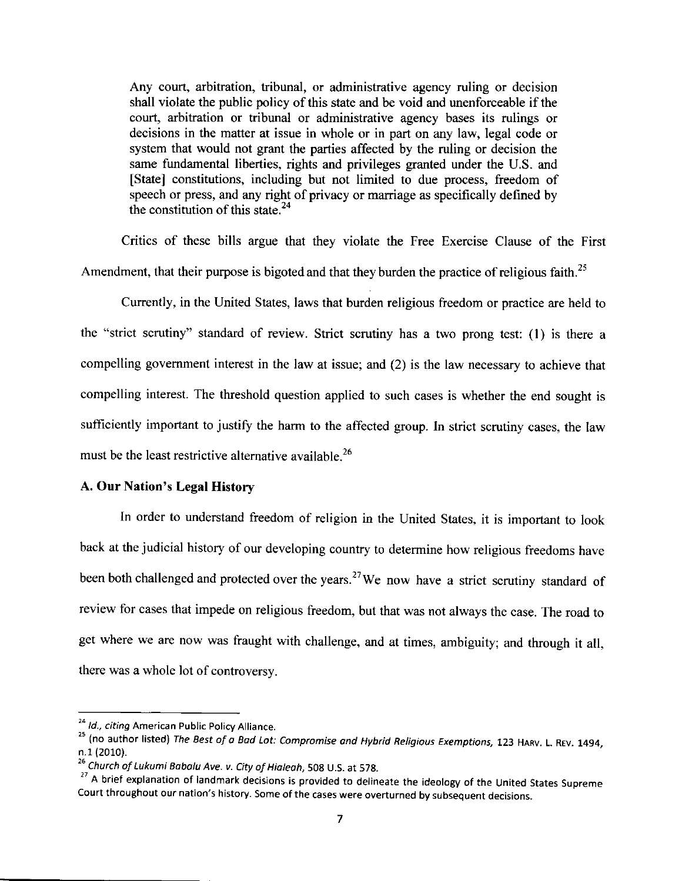> Any court, arbitration, tribunal, or administrative agency ruling or decision shall violate the public policy of this state and be void and unenforceable if the court, arbitration or tribunal or administrative agency bases its rulings or decisions in the matter at issue in whole or in part on any law, legal code or system that would not grant the parties affected by the ruling or decision the same fundamental liberties, rights and privileges granted under the U.S. and [State] constitutions, including but not limited to due process, freedom of speech or press, and any right of privacy or marriage as specifically defined by the constitution of this state.[24]

Critics of these bills argue that they violate the Free Exercise Clause of the First Amendment, that their purpose is bigoted and that they burden the practice of religious faith.[25]

Currently, in the United States, laws that burden religious freedom or practice are held to the "strict scrutiny" standard of review. Strict scrutiny has a two prong test: (1) is there a compelling government interest in the law at issue; and (2) is the law necessary to achieve that compelling interest. The threshold question applied to such cases is whether the end sought is sufficiently important to justify the harm to the affected group. In strict scrutiny cases, the law must be the least restrictive alternative available.[26]

**A. Our Nation's Legal History**

In order to understand freedom of religion in the United States, it is important to look back at the judicial history of our developing country to determine how religious freedoms have been both challenged and protected over the years.[27] We now have a strict scrutiny standard of review for cases that impede on religious freedom, but that was not always the case. The road to get where we are now was fraught with challenge, and at times, ambiguity; and through it all, there was a whole lot of controversy.

---

[24] *Id., citing* American Public Policy Alliance.

[25] (no author listed) *The Best of a Bad Lot: Compromise and Hybrid Religious Exemptions*, 123 HARV. L. REV. 1494, n.1 (2010).

[26] *Church of Lukumi Babalu Ave. v. City of Hialeah*, 508 U.S. at 578.

[27] A brief explanation of landmark decisions is provided to delineate the ideology of the United States Supreme Court throughout our nation's history. Some of the cases were overturned by subsequent decisions.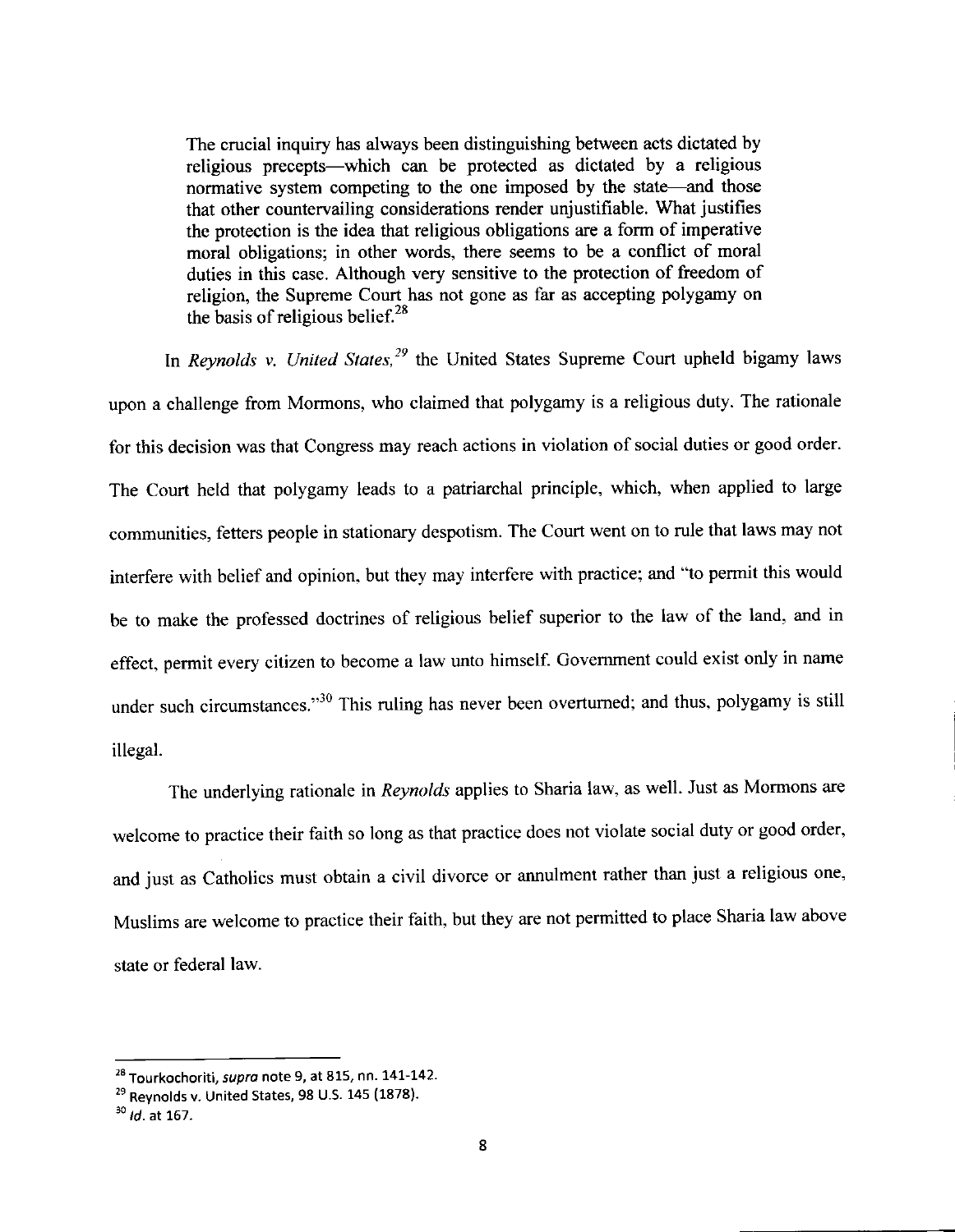> The crucial inquiry has always been distinguishing between acts dictated by religious precepts—which can be protected as dictated by a religious normative system competing to the one imposed by the state—and those that other countervailing considerations render unjustifiable. What justifies the protection is the idea that religious obligations are a form of imperative moral obligations; in other words, there seems to be a conflict of moral duties in this case. Although very sensitive to the protection of freedom of religion, the Supreme Court has not gone as far as accepting polygamy on the basis of religious belief.[28]

In *Reynolds v. United States,*[29] the United States Supreme Court upheld bigamy laws upon a challenge from Mormons, who claimed that polygamy is a religious duty. The rationale for this decision was that Congress may reach actions in violation of social duties or good order. The Court held that polygamy leads to a patriarchal principle, which, when applied to large communities, fetters people in stationary despotism. The Court went on to rule that laws may not interfere with belief and opinion, but they may interfere with practice; and "to permit this would be to make the professed doctrines of religious belief superior to the law of the land, and in effect, permit every citizen to become a law unto himself. Government could exist only in name under such circumstances."[30] This ruling has never been overturned; and thus, polygamy is still illegal.

The underlying rationale in *Reynolds* applies to Sharia law, as well. Just as Mormons are welcome to practice their faith so long as that practice does not violate social duty or good order, and just as Catholics must obtain a civil divorce or annulment rather than just a religious one, Muslims are welcome to practice their faith, but they are not permitted to place Sharia law above state or federal law.

---

[28] Tourkochoriti, *supra* note 9, at 815, nn. 141-142.

[29] Reynolds v. United States, 98 U.S. 145 (1878).

[30] *Id.* at 167.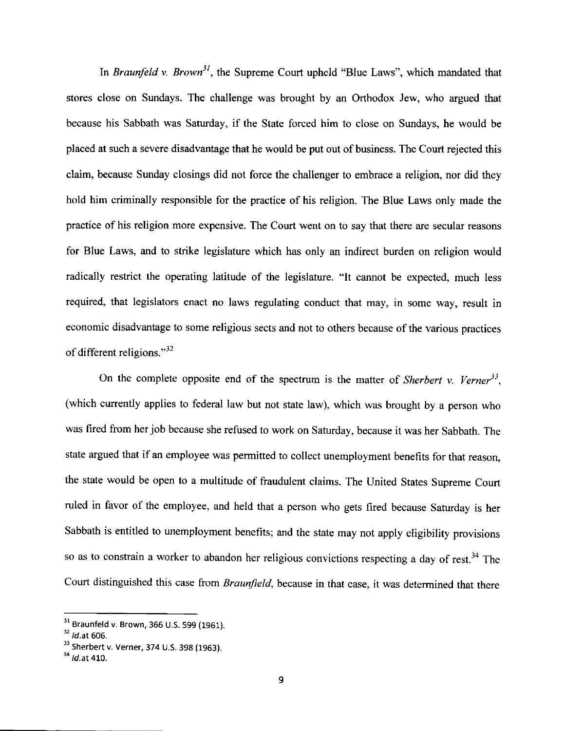In *Braunfeld v. Brown*[31], the Supreme Court upheld "Blue Laws", which mandated that stores close on Sundays. The challenge was brought by an Orthodox Jew, who argued that because his Sabbath was Saturday, if the State forced him to close on Sundays, he would be placed at such a severe disadvantage that he would be put out of business. The Court rejected this claim, because Sunday closings did not force the challenger to embrace a religion, nor did they hold him criminally responsible for the practice of his religion. The Blue Laws only made the practice of his religion more expensive. The Court went on to say that there are secular reasons for Blue Laws, and to strike legislature which has only an indirect burden on religion would radically restrict the operating latitude of the legislature. "It cannot be expected, much less required, that legislators enact no laws regulating conduct that may, in some way, result in economic disadvantage to some religious sects and not to others because of the various practices of different religions."[32]

On the complete opposite end of the spectrum is the matter of *Sherbert v. Verner*[33], (which currently applies to federal law but not state law), which was brought by a person who was fired from her job because she refused to work on Saturday, because it was her Sabbath. The state argued that if an employee was permitted to collect unemployment benefits for that reason, the state would be open to a multitude of fraudulent claims. The United States Supreme Court ruled in favor of the employee, and held that a person who gets fired because Saturday is her Sabbath is entitled to unemployment benefits; and the state may not apply eligibility provisions so as to constrain a worker to abandon her religious convictions respecting a day of rest.[34] The Court distinguished this case from *Braunfield*, because in that case, it was determined that there

---

[31] Braunfeld v. Brown, 366 U.S. 599 (1961).

[32] *Id.*at 606.

[33] Sherbert v. Verner, 374 U.S. 398 (1963).

[34] *Id.*at 410.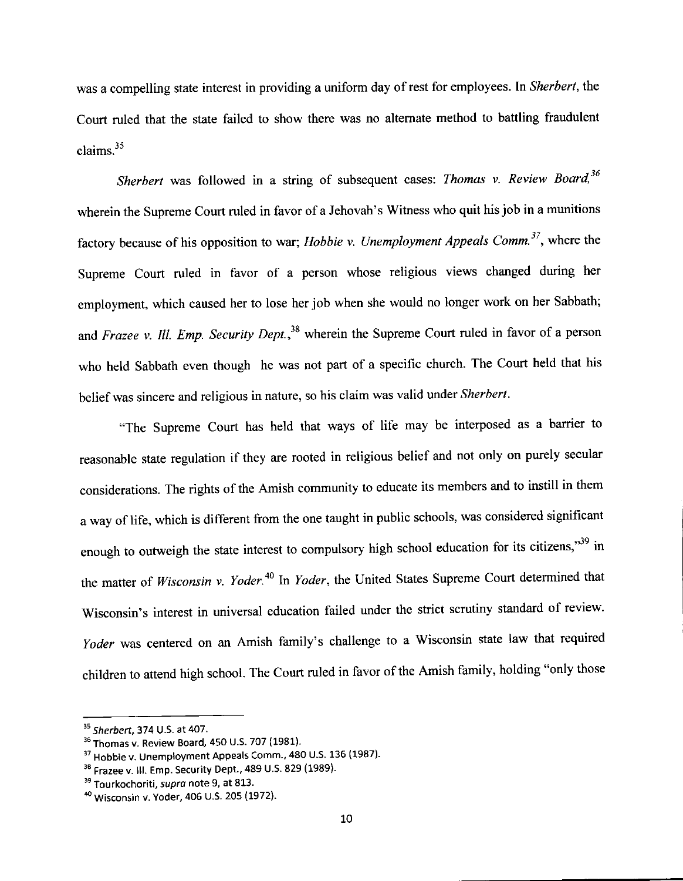was a compelling state interest in providing a uniform day of rest for employees. In *Sherbert*, the Court ruled that the state failed to show there was no alternate method to battling fraudulent claims.[35]

*Sherbert* was followed in a string of subsequent cases: *Thomas v. Review Board*,[36] wherein the Supreme Court ruled in favor of a Jehovah's Witness who quit his job in a munitions factory because of his opposition to war; *Hobbie v. Unemployment Appeals Comm.*[37], where the Supreme Court ruled in favor of a person whose religious views changed during her employment, which caused her to lose her job when she would no longer work on her Sabbath; and *Frazee v. Ill. Emp. Security Dept.*,[38] wherein the Supreme Court ruled in favor of a person who held Sabbath even though he was not part of a specific church. The Court held that his belief was sincere and religious in nature, so his claim was valid under *Sherbert*.

"The Supreme Court has held that ways of life may be interposed as a barrier to reasonable state regulation if they are rooted in religious belief and not only on purely secular considerations. The rights of the Amish community to educate its members and to instill in them a way of life, which is different from the one taught in public schools, was considered significant enough to outweigh the state interest to compulsory high school education for its citizens,"[39] in the matter of *Wisconsin v. Yoder*.[40] In *Yoder*, the United States Supreme Court determined that Wisconsin's interest in universal education failed under the strict scrutiny standard of review. *Yoder* was centered on an Amish family's challenge to a Wisconsin state law that required children to attend high school. The Court ruled in favor of the Amish family, holding "only those

---

[35] *Sherbert*, 374 U.S. at 407.

[36] Thomas v. Review Board, 450 U.S. 707 (1981).

[37] Hobbie v. Unemployment Appeals Comm., 480 U.S. 136 (1987).

[38] Frazee v. Ill. Emp. Security Dept., 489 U.S. 829 (1989).

[39] Tourkochoriti, *supra* note 9, at 813.

[40] Wisconsin v. Yoder, 406 U.S. 205 (1972).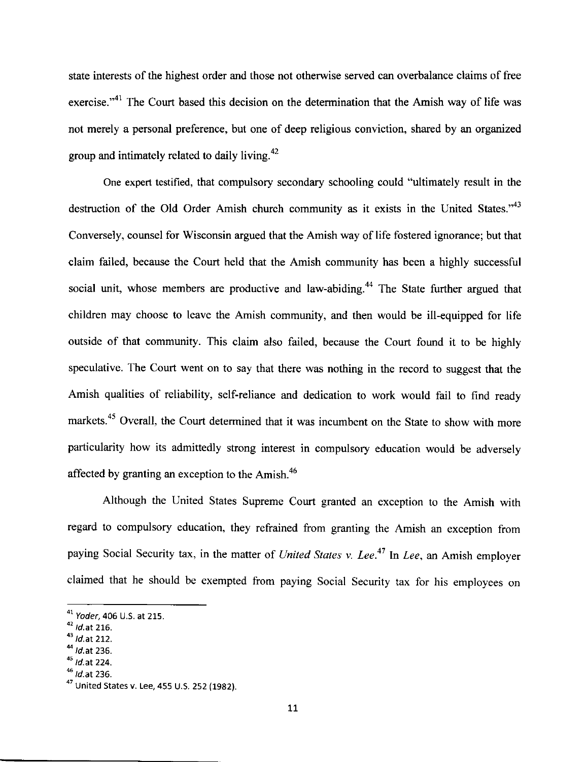state interests of the highest order and those not otherwise served can overbalance claims of free exercise."[41] The Court based this decision on the determination that the Amish way of life was not merely a personal preference, but one of deep religious conviction, shared by an organized group and intimately related to daily living.[42]

One expert testified, that compulsory secondary schooling could "ultimately result in the destruction of the Old Order Amish church community as it exists in the United States."[43] Conversely, counsel for Wisconsin argued that the Amish way of life fostered ignorance; but that claim failed, because the Court held that the Amish community has been a highly successful social unit, whose members are productive and law-abiding.[44] The State further argued that children may choose to leave the Amish community, and then would be ill-equipped for life outside of that community. This claim also failed, because the Court found it to be highly speculative. The Court went on to say that there was nothing in the record to suggest that the Amish qualities of reliability, self-reliance and dedication to work would fail to find ready markets.[45] Overall, the Court determined that it was incumbent on the State to show with more particularity how its admittedly strong interest in compulsory education would be adversely affected by granting an exception to the Amish.[46]

Although the United States Supreme Court granted an exception to the Amish with regard to compulsory education, they refrained from granting the Amish an exception from paying Social Security tax, in the matter of *United States v. Lee*.[47] In *Lee*, an Amish employer claimed that he should be exempted from paying Social Security tax for his employees on

---

[41] *Yoder*, 406 U.S. at 215.

[42] *Id.*at 216.

[43] *Id.*at 212.

[44] *Id.*at 236.

[45] *Id.*at 224.

[46] *Id.*at 236.

[47] United States v. Lee, 455 U.S. 252 (1982).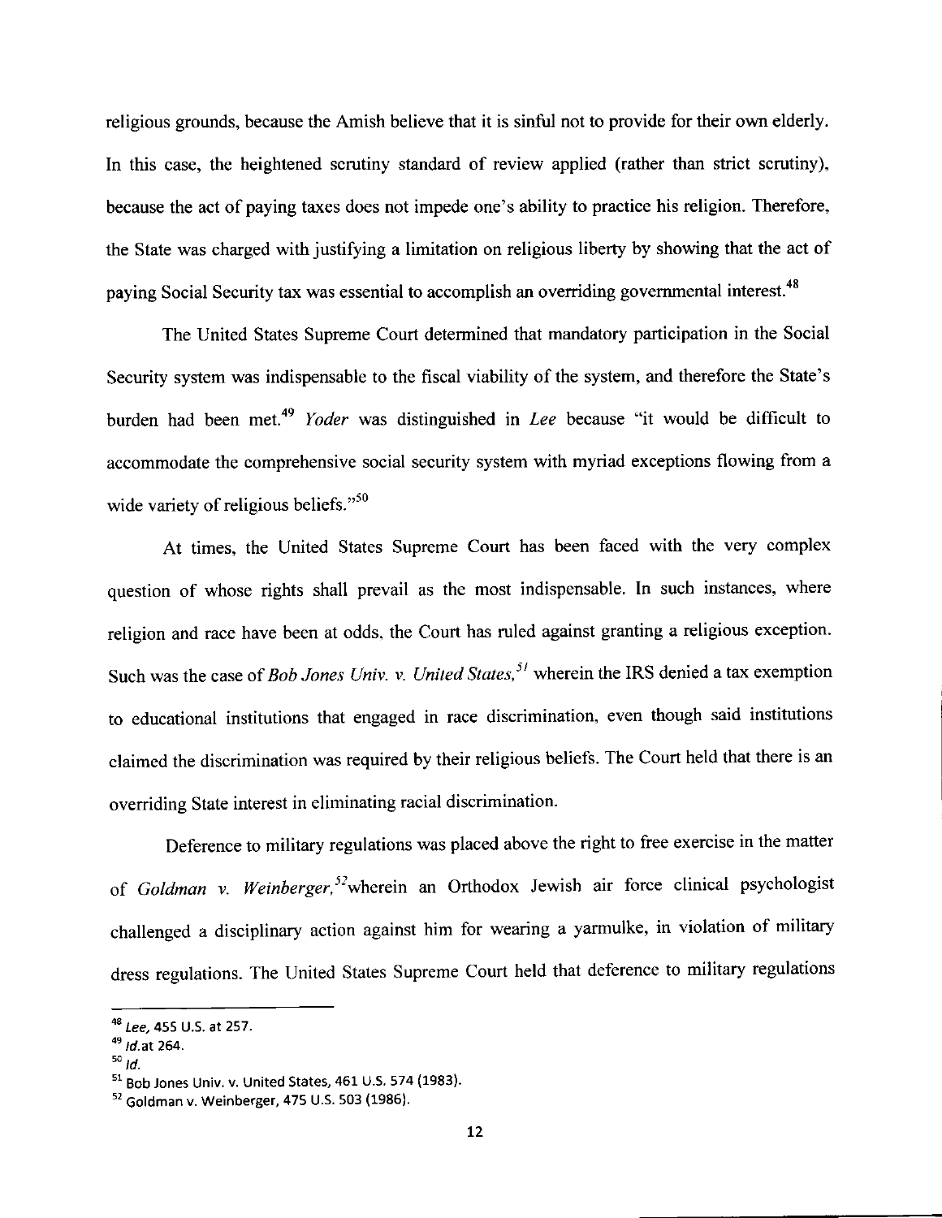religious grounds, because the Amish believe that it is sinful not to provide for their own elderly. In this case, the heightened scrutiny standard of review applied (rather than strict scrutiny), because the act of paying taxes does not impede one's ability to practice his religion. Therefore, the State was charged with justifying a limitation on religious liberty by showing that the act of paying Social Security tax was essential to accomplish an overriding governmental interest.[48]

The United States Supreme Court determined that mandatory participation in the Social Security system was indispensable to the fiscal viability of the system, and therefore the State's burden had been met.[49] *Yoder* was distinguished in *Lee* because "it would be difficult to accommodate the comprehensive social security system with myriad exceptions flowing from a wide variety of religious beliefs."[50]

At times, the United States Supreme Court has been faced with the very complex question of whose rights shall prevail as the most indispensable. In such instances, where religion and race have been at odds, the Court has ruled against granting a religious exception. Such was the case of *Bob Jones Univ. v. United States,*[51] wherein the IRS denied a tax exemption to educational institutions that engaged in race discrimination, even though said institutions claimed the discrimination was required by their religious beliefs. The Court held that there is an overriding State interest in eliminating racial discrimination.

Deference to military regulations was placed above the right to free exercise in the matter of *Goldman v. Weinberger,*[52] wherein an Orthodox Jewish air force clinical psychologist challenged a disciplinary action against him for wearing a yarmulke, in violation of military dress regulations. The United States Supreme Court held that deference to military regulations

---

[48] *Lee*, 455 U.S. at 257.

[49] *Id.* at 264.

[50] *Id.*

[51] Bob Jones Univ. v. United States, 461 U.S. 574 (1983).

[52] Goldman v. Weinberger, 475 U.S. 503 (1986).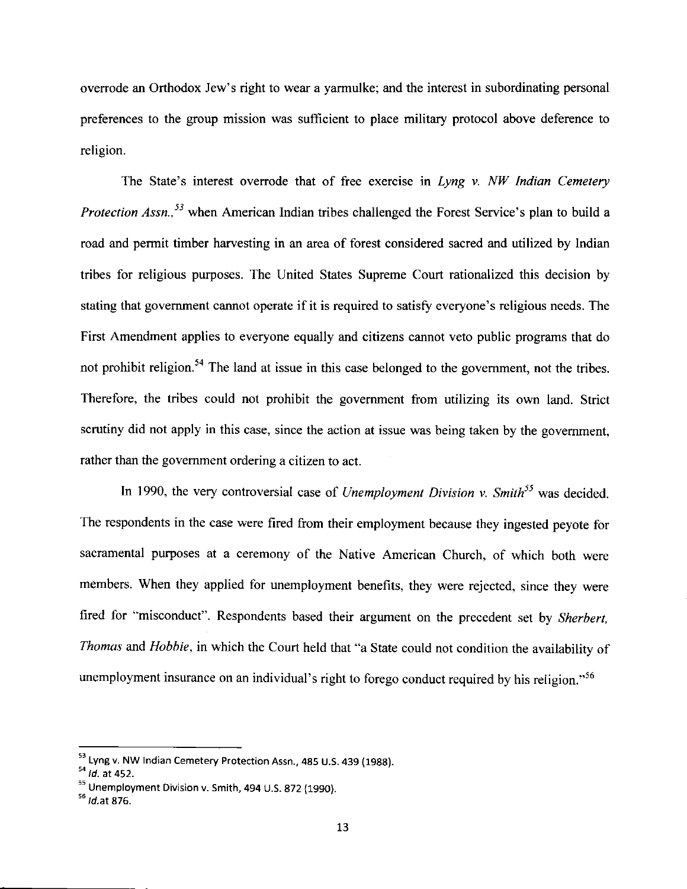overrode an Orthodox Jew's right to wear a yarmulke; and the interest in subordinating personal preferences to the group mission was sufficient to place military protocol above deference to religion.

The State's interest overrode that of free exercise in *Lyng v. NW Indian Cemetery Protection Assn.*,[53] when American Indian tribes challenged the Forest Service's plan to build a road and permit timber harvesting in an area of forest considered sacred and utilized by Indian tribes for religious purposes. The United States Supreme Court rationalized this decision by stating that government cannot operate if it is required to satisfy everyone's religious needs. The First Amendment applies to everyone equally and citizens cannot veto public programs that do not prohibit religion.[54] The land at issue in this case belonged to the government, not the tribes. Therefore, the tribes could not prohibit the government from utilizing its own land. Strict scrutiny did not apply in this case, since the action at issue was being taken by the government, rather than the government ordering a citizen to act.

In 1990, the very controversial case of *Unemployment Division v. Smith*[55] was decided. The respondents in the case were fired from their employment because they ingested peyote for sacramental purposes at a ceremony of the Native American Church, of which both were members. When they applied for unemployment benefits, they were rejected, since they were fired for "misconduct". Respondents based their argument on the precedent set by *Sherbert, Thomas* and *Hobbie*, in which the Court held that "a State could not condition the availability of unemployment insurance on an individual's right to forego conduct required by his religion."[56]

---

[53] Lyng v. NW Indian Cemetery Protection Assn., 485 U.S. 439 (1988).

[54] *Id.* at 452.

[55] Unemployment Division v. Smith, 494 U.S. 872 (1990).

[56] *Id.*at 876.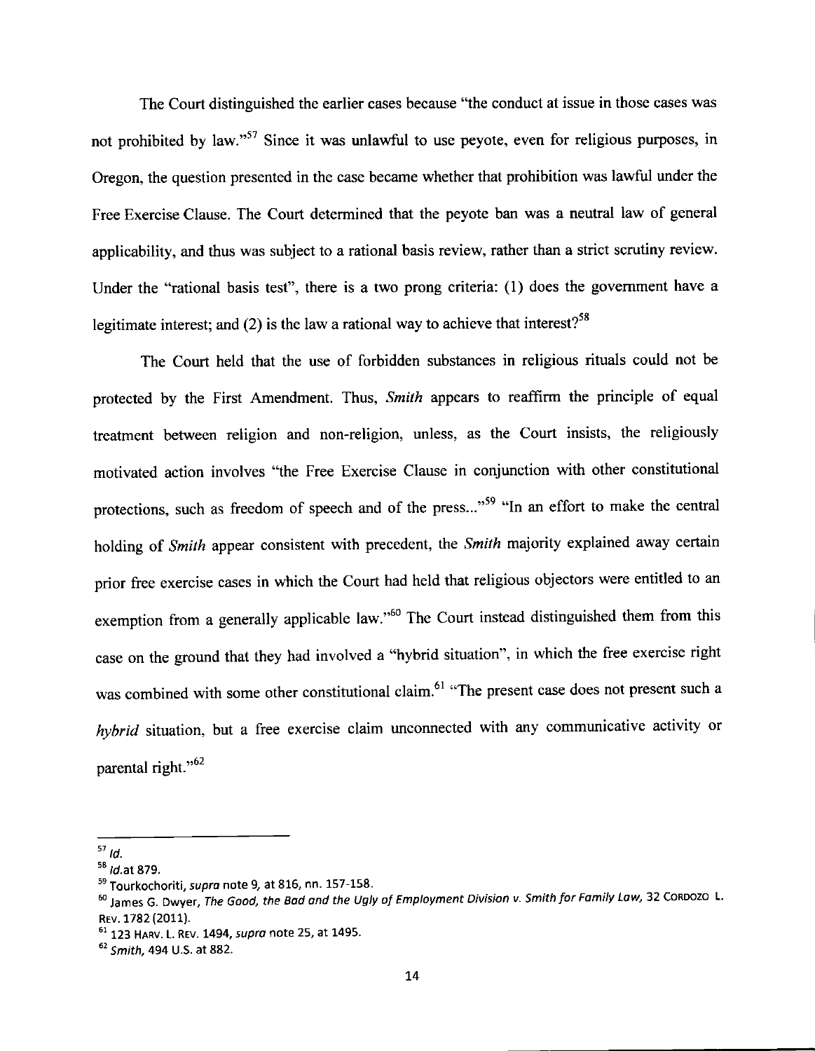The Court distinguished the earlier cases because "the conduct at issue in those cases was not prohibited by law."[57] Since it was unlawful to use peyote, even for religious purposes, in Oregon, the question presented in the case became whether that prohibition was lawful under the Free Exercise Clause. The Court determined that the peyote ban was a neutral law of general applicability, and thus was subject to a rational basis review, rather than a strict scrutiny review. Under the "rational basis test", there is a two prong criteria: (1) does the government have a legitimate interest; and (2) is the law a rational way to achieve that interest?[58]

The Court held that the use of forbidden substances in religious rituals could not be protected by the First Amendment. Thus, *Smith* appears to reaffirm the principle of equal treatment between religion and non-religion, unless, as the Court insists, the religiously motivated action involves "the Free Exercise Clause in conjunction with other constitutional protections, such as freedom of speech and of the press..."[59] "In an effort to make the central holding of *Smith* appear consistent with precedent, the *Smith* majority explained away certain prior free exercise cases in which the Court had held that religious objectors were entitled to an exemption from a generally applicable law."[60] The Court instead distinguished them from this case on the ground that they had involved a "hybrid situation", in which the free exercise right was combined with some other constitutional claim.[61] "The present case does not present such a *hybrid* situation, but a free exercise claim unconnected with any communicative activity or parental right."[62]

---

[57] *Id.*

[58] *Id.*at 879.

[59] Tourkochoriti, *supra* note 9, at 816, nn. 157-158.

[60] James G. Dwyer, *The Good, the Bad and the Ugly of Employment Division v. Smith for Family Law,* 32 CORDOZO L. REV. 1782 (2011).

[61] 123 HARV. L. REV. 1494, *supra* note 25, at 1495.

[62] *Smith,* 494 U.S. at 882.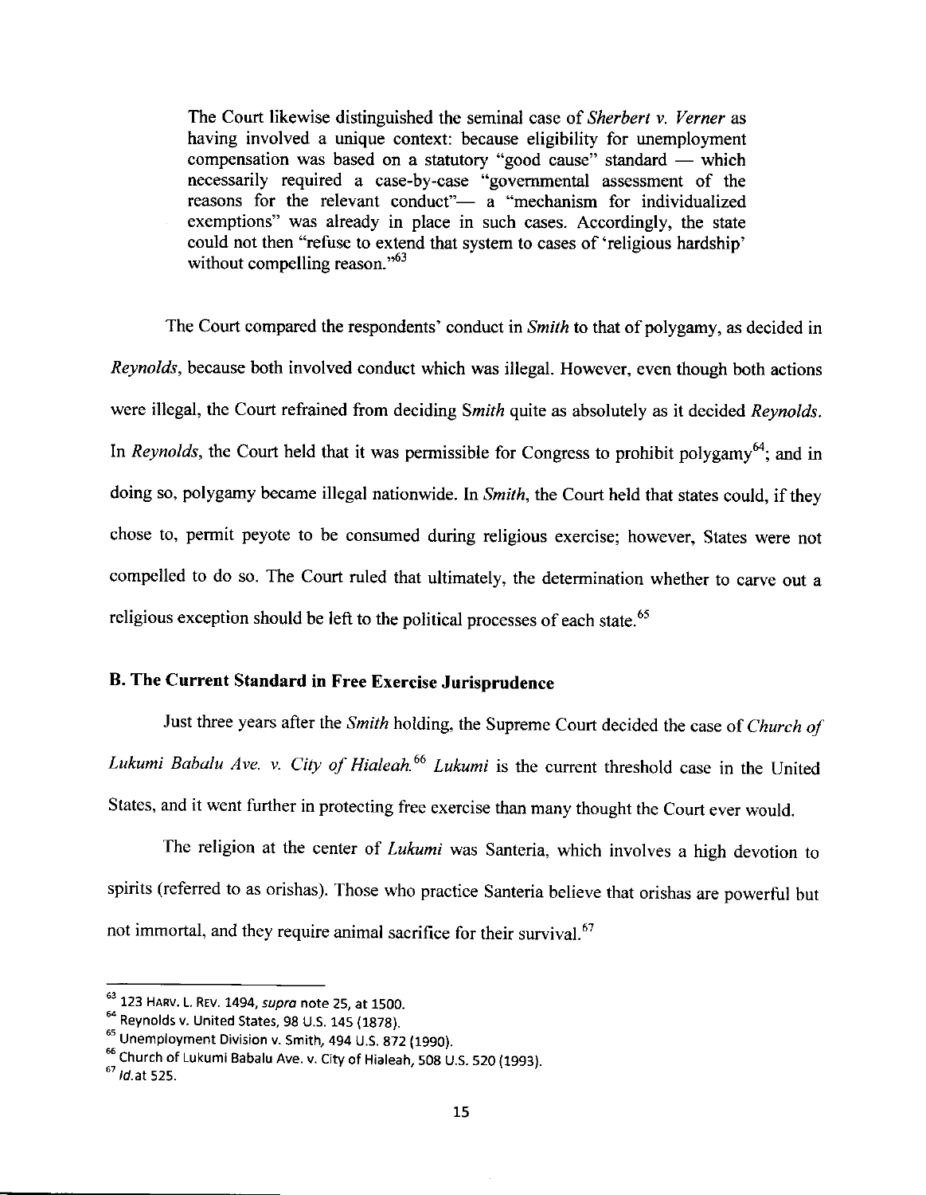> The Court likewise distinguished the seminal case of *Sherbert v. Verner* as having involved a unique context: because eligibility for unemployment compensation was based on a statutory "good cause" standard — which necessarily required a case-by-case "governmental assessment of the reasons for the relevant conduct"— a "mechanism for individualized exemptions" was already in place in such cases. Accordingly, the state could not then "refuse to extend that system to cases of 'religious hardship' without compelling reason."[63]

The Court compared the respondents' conduct in *Smith* to that of polygamy, as decided in *Reynolds*, because both involved conduct which was illegal. However, even though both actions were illegal, the Court refrained from deciding Smith quite as absolutely as it decided *Reynolds*. In *Reynolds*, the Court held that it was permissible for Congress to prohibit polygamy[64]; and in doing so, polygamy became illegal nationwide. In *Smith*, the Court held that states could, if they chose to, permit peyote to be consumed during religious exercise; however, States were not compelled to do so. The Court ruled that ultimately, the determination whether to carve out a religious exception should be left to the political processes of each state.[65]

## B. The Current Standard in Free Exercise Jurisprudence

Just three years after the *Smith* holding, the Supreme Court decided the case of *Church of Lukumi Babalu Ave. v. City of Hialeah.*[66] *Lukumi* is the current threshold case in the United States, and it went further in protecting free exercise than many thought the Court ever would.

The religion at the center of *Lukumi* was Santeria, which involves a high devotion to spirits (referred to as orishas). Those who practice Santeria believe that orishas are powerful but not immortal, and they require animal sacrifice for their survival.[67]

---

[63] 123 HARV. L. REV. 1494, *supra* note 25, at 1500.

[64] Reynolds v. United States, 98 U.S. 145 (1878).

[65] Unemployment Division v. Smith, 494 U.S. 872 (1990).

[66] Church of Lukumi Babalu Ave. v. City of Hialeah, 508 U.S. 520 (1993).

[67] *Id.*at 525.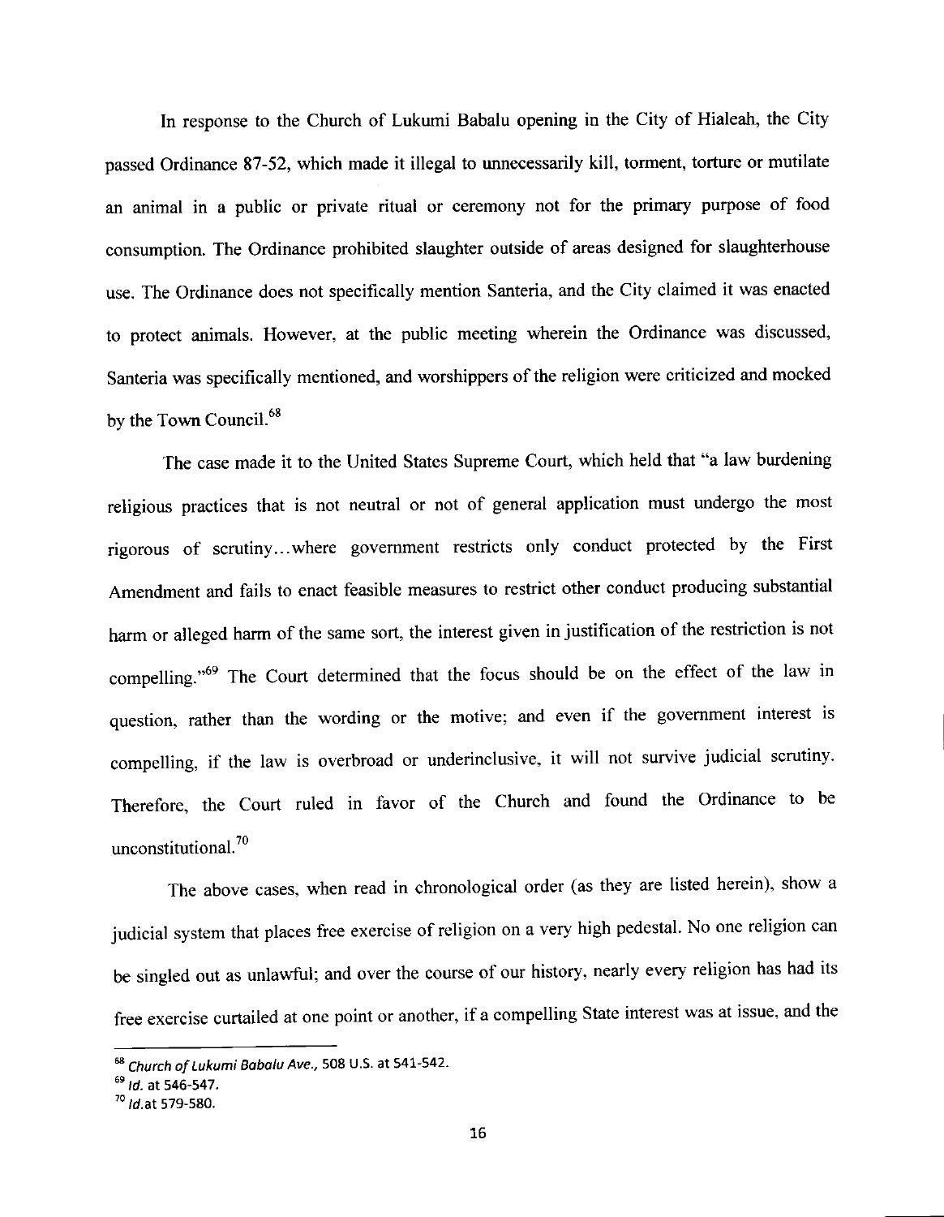In response to the Church of Lukumi Babalu opening in the City of Hialeah, the City passed Ordinance 87-52, which made it illegal to unnecessarily kill, torment, torture or mutilate an animal in a public or private ritual or ceremony not for the primary purpose of food consumption. The Ordinance prohibited slaughter outside of areas designed for slaughterhouse use. The Ordinance does not specifically mention Santeria, and the City claimed it was enacted to protect animals. However, at the public meeting wherein the Ordinance was discussed, Santeria was specifically mentioned, and worshippers of the religion were criticized and mocked by the Town Council.[68]

The case made it to the United States Supreme Court, which held that "a law burdening religious practices that is not neutral or not of general application must undergo the most rigorous of scrutiny…where government restricts only conduct protected by the First Amendment and fails to enact feasible measures to restrict other conduct producing substantial harm or alleged harm of the same sort, the interest given in justification of the restriction is not compelling."[69] The Court determined that the focus should be on the effect of the law in question, rather than the wording or the motive; and even if the government interest is compelling, if the law is overbroad or underinclusive, it will not survive judicial scrutiny. Therefore, the Court ruled in favor of the Church and found the Ordinance to be unconstitutional.[70]

The above cases, when read in chronological order (as they are listed herein), show a judicial system that places free exercise of religion on a very high pedestal. No one religion can be singled out as unlawful; and over the course of our history, nearly every religion has had its free exercise curtailed at one point or another, if a compelling State interest was at issue, and the

---

[68] *Church of Lukumi Babalu Ave.*, 508 U.S. at 541-542.

[69] *Id.* at 546-547.

[70] *Id.*at 579-580.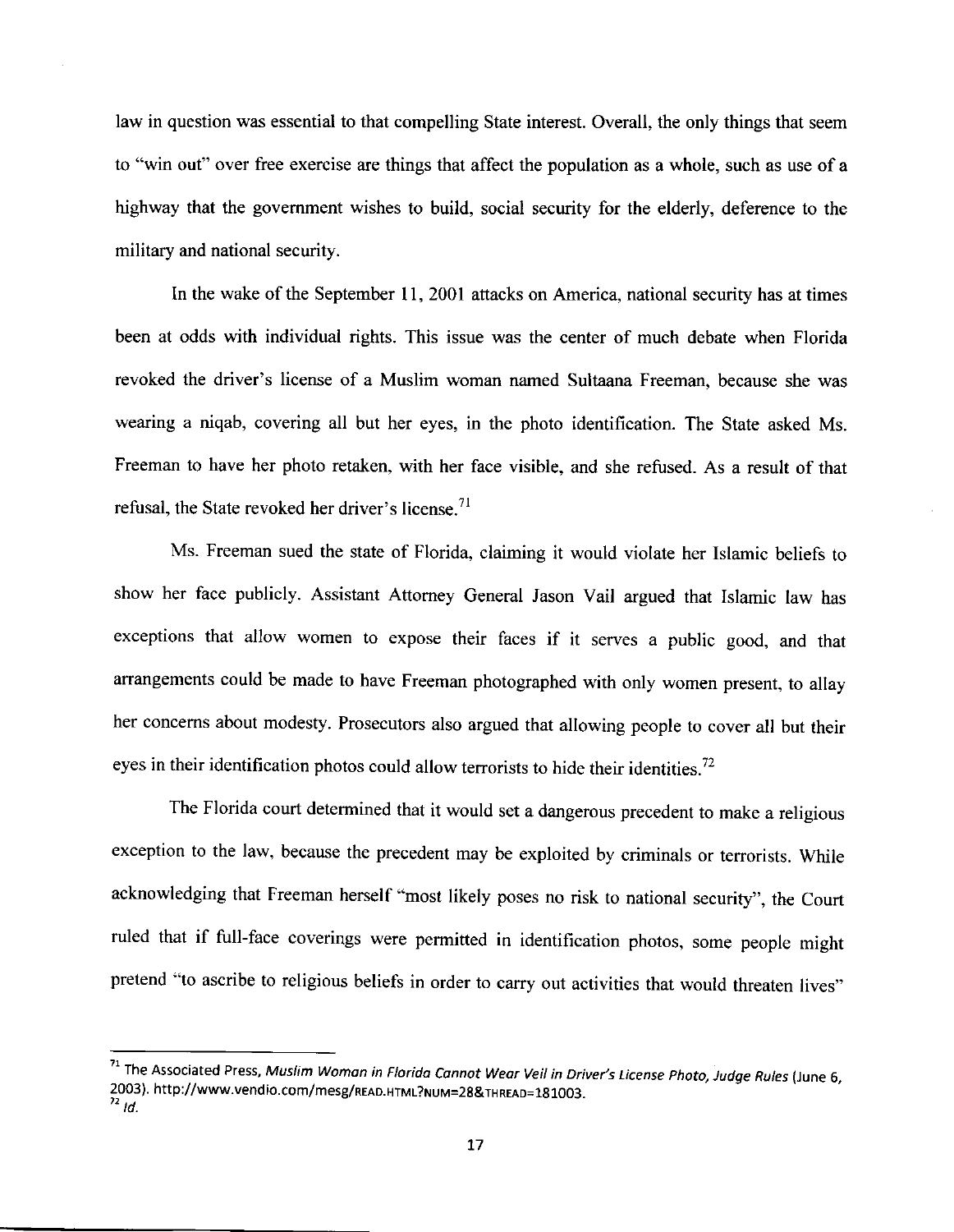law in question was essential to that compelling State interest. Overall, the only things that seem to "win out" over free exercise are things that affect the population as a whole, such as use of a highway that the government wishes to build, social security for the elderly, deference to the military and national security.

In the wake of the September 11, 2001 attacks on America, national security has at times been at odds with individual rights. This issue was the center of much debate when Florida revoked the driver's license of a Muslim woman named Sultaana Freeman, because she was wearing a niqab, covering all but her eyes, in the photo identification. The State asked Ms. Freeman to have her photo retaken, with her face visible, and she refused. As a result of that refusal, the State revoked her driver's license.[71]

Ms. Freeman sued the state of Florida, claiming it would violate her Islamic beliefs to show her face publicly. Assistant Attorney General Jason Vail argued that Islamic law has exceptions that allow women to expose their faces if it serves a public good, and that arrangements could be made to have Freeman photographed with only women present, to allay her concerns about modesty. Prosecutors also argued that allowing people to cover all but their eyes in their identification photos could allow terrorists to hide their identities.[72]

The Florida court determined that it would set a dangerous precedent to make a religious exception to the law, because the precedent may be exploited by criminals or terrorists. While acknowledging that Freeman herself "most likely poses no risk to national security", the Court ruled that if full-face coverings were permitted in identification photos, some people might pretend "to ascribe to religious beliefs in order to carry out activities that would threaten lives"

---

[71] The Associated Press, *Muslim Woman in Florida Cannot Wear Veil in Driver's License Photo, Judge Rules* (June 6, 2003). http://www.vendio.com/mesg/READ.HTML?NUM=28&THREAD=181003.
[72] *Id.*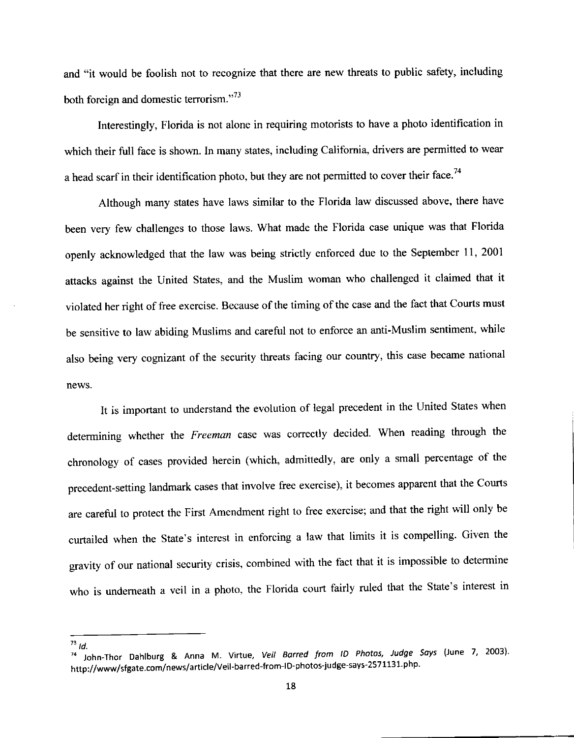and "it would be foolish not to recognize that there are new threats to public safety, including both foreign and domestic terrorism."[73]

Interestingly, Florida is not alone in requiring motorists to have a photo identification in which their full face is shown. In many states, including California, drivers are permitted to wear a head scarf in their identification photo, but they are not permitted to cover their face.[74]

Although many states have laws similar to the Florida law discussed above, there have been very few challenges to those laws. What made the Florida case unique was that Florida openly acknowledged that the law was being strictly enforced due to the September 11, 2001 attacks against the United States, and the Muslim woman who challenged it claimed that it violated her right of free exercise. Because of the timing of the case and the fact that Courts must be sensitive to law abiding Muslims and careful not to enforce an anti-Muslim sentiment, while also being very cognizant of the security threats facing our country, this case became national news.

It is important to understand the evolution of legal precedent in the United States when determining whether the *Freeman* case was correctly decided. When reading through the chronology of cases provided herein (which, admittedly, are only a small percentage of the precedent-setting landmark cases that involve free exercise), it becomes apparent that the Courts are careful to protect the First Amendment right to free exercise; and that the right will only be curtailed when the State's interest in enforcing a law that limits it is compelling. Given the gravity of our national security crisis, combined with the fact that it is impossible to determine who is underneath a veil in a photo, the Florida court fairly ruled that the State's interest in

---

[73] *Id.*

[74] John-Thor Dahlburg & Anna M. Virtue, *Veil Barred from ID Photos, Judge Says* (June 7, 2003). http://www/sfgate.com/news/article/Veil-barred-from-ID-photos-judge-says-2571131.php.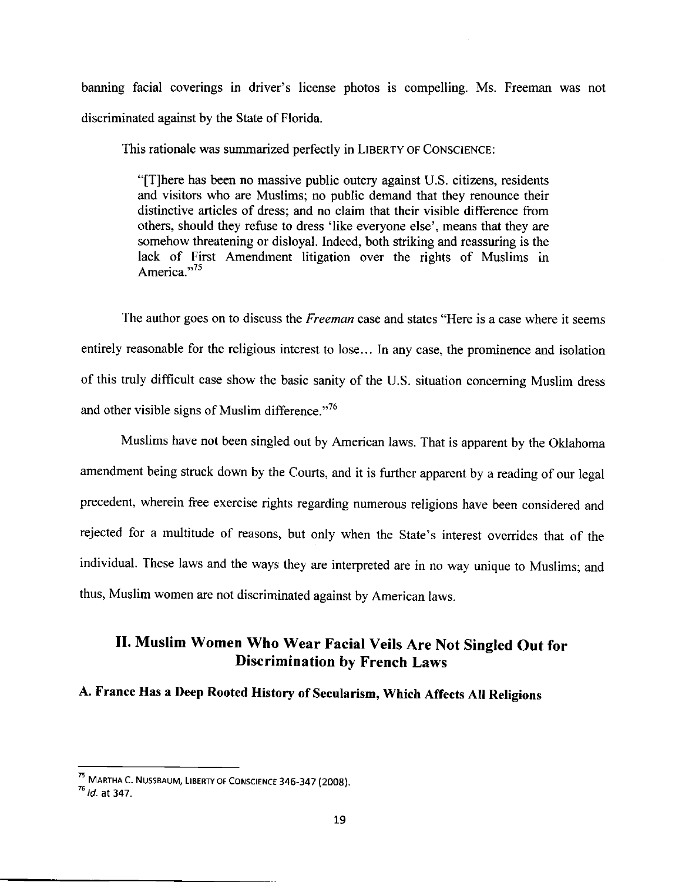banning facial coverings in driver's license photos is compelling. Ms. Freeman was not discriminated against by the State of Florida.

This rationale was summarized perfectly in LIBERTY OF CONSCIENCE:

> "[T]here has been no massive public outcry against U.S. citizens, residents and visitors who are Muslims; no public demand that they renounce their distinctive articles of dress; and no claim that their visible difference from others, should they refuse to dress 'like everyone else', means that they are somehow threatening or disloyal. Indeed, both striking and reassuring is the lack of First Amendment litigation over the rights of Muslims in America."[75]

The author goes on to discuss the *Freeman* case and states "Here is a case where it seems entirely reasonable for the religious interest to lose… In any case, the prominence and isolation of this truly difficult case show the basic sanity of the U.S. situation concerning Muslim dress and other visible signs of Muslim difference."[76]

Muslims have not been singled out by American laws. That is apparent by the Oklahoma amendment being struck down by the Courts, and it is further apparent by a reading of our legal precedent, wherein free exercise rights regarding numerous religions have been considered and rejected for a multitude of reasons, but only when the State's interest overrides that of the individual. These laws and the ways they are interpreted are in no way unique to Muslims; and thus, Muslim women are not discriminated against by American laws.

## II. Muslim Women Who Wear Facial Veils Are Not Singled Out for Discrimination by French Laws

### A. France Has a Deep Rooted History of Secularism, Which Affects All Religions

---

[75] MARTHA C. NUSSBAUM, LIBERTY OF CONSCIENCE 346-347 (2008).

[76] *Id.* at 347.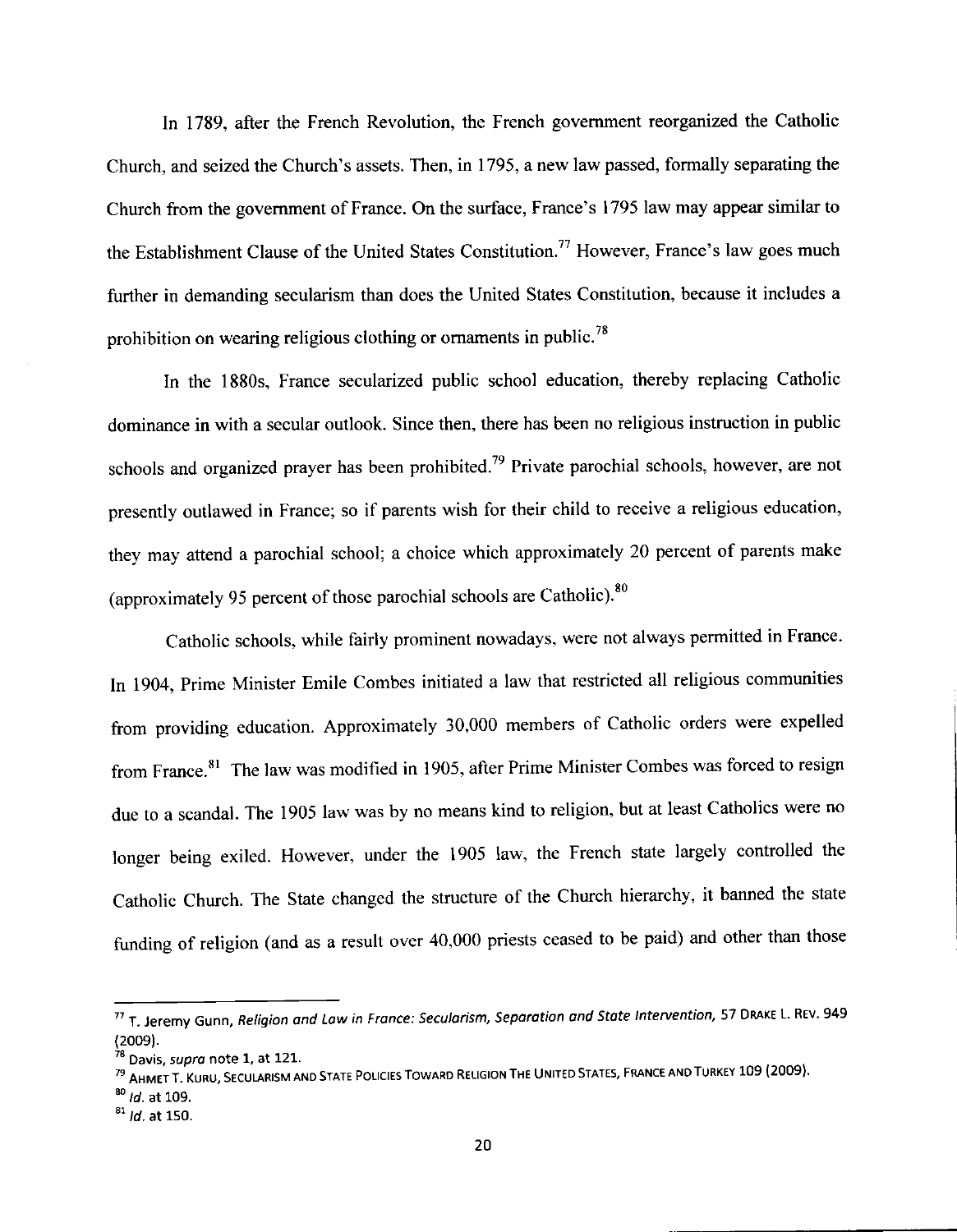In 1789, after the French Revolution, the French government reorganized the Catholic Church, and seized the Church's assets. Then, in 1795, a new law passed, formally separating the Church from the government of France. On the surface, France's 1795 law may appear similar to the Establishment Clause of the United States Constitution.[77] However, France's law goes much further in demanding secularism than does the United States Constitution, because it includes a prohibition on wearing religious clothing or ornaments in public.[78]

In the 1880s, France secularized public school education, thereby replacing Catholic dominance in with a secular outlook. Since then, there has been no religious instruction in public schools and organized prayer has been prohibited.[79] Private parochial schools, however, are not presently outlawed in France; so if parents wish for their child to receive a religious education, they may attend a parochial school; a choice which approximately 20 percent of parents make (approximately 95 percent of those parochial schools are Catholic).[80]

Catholic schools, while fairly prominent nowadays, were not always permitted in France. In 1904, Prime Minister Emile Combes initiated a law that restricted all religious communities from providing education. Approximately 30,000 members of Catholic orders were expelled from France.[81] The law was modified in 1905, after Prime Minister Combes was forced to resign due to a scandal. The 1905 law was by no means kind to religion, but at least Catholics were no longer being exiled. However, under the 1905 law, the French state largely controlled the Catholic Church. The State changed the structure of the Church hierarchy, it banned the state funding of religion (and as a result over 40,000 priests ceased to be paid) and other than those

---

[77] T. Jeremy Gunn, *Religion and Law in France: Secularism, Separation and State Intervention*, 57 DRAKE L. REV. 949 (2009).

[78] Davis, *supra* note 1, at 121.

[79] AHMET T. KURU, SECULARISM AND STATE POLICIES TOWARD RELIGION THE UNITED STATES, FRANCE AND TURKEY 109 (2009).

[80] *Id.* at 109.

[81] *Id.* at 150.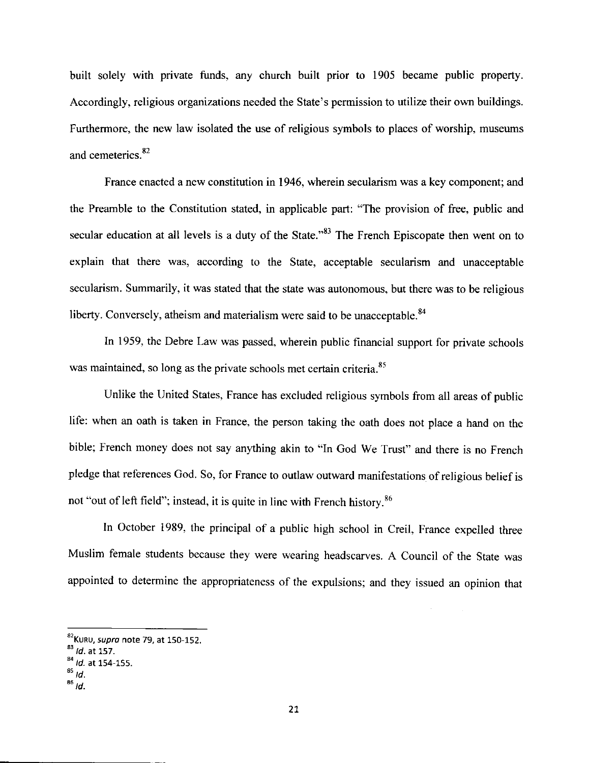built solely with private funds, any church built prior to 1905 became public property. Accordingly, religious organizations needed the State's permission to utilize their own buildings. Furthermore, the new law isolated the use of religious symbols to places of worship, museums and cemeteries.[82]

France enacted a new constitution in 1946, wherein secularism was a key component; and the Preamble to the Constitution stated, in applicable part: "The provision of free, public and secular education at all levels is a duty of the State."[83] The French Episcopate then went on to explain that there was, according to the State, acceptable secularism and unacceptable secularism. Summarily, it was stated that the state was autonomous, but there was to be religious liberty. Conversely, atheism and materialism were said to be unacceptable.[84]

In 1959, the Debre Law was passed, wherein public financial support for private schools was maintained, so long as the private schools met certain criteria.[85]

Unlike the United States, France has excluded religious symbols from all areas of public life: when an oath is taken in France, the person taking the oath does not place a hand on the bible; French money does not say anything akin to "In God We Trust" and there is no French pledge that references God. So, for France to outlaw outward manifestations of religious belief is not "out of left field"; instead, it is quite in line with French history.[86]

In October 1989, the principal of a public high school in Creil, France expelled three Muslim female students because they were wearing headscarves. A Council of the State was appointed to determine the appropriateness of the expulsions; and they issued an opinion that

---

[82] KURU, *supra* note 79, at 150-152.
[83] *Id.* at 157.
[84] *Id.* at 154-155.
[85] *Id.*
[86] *Id.*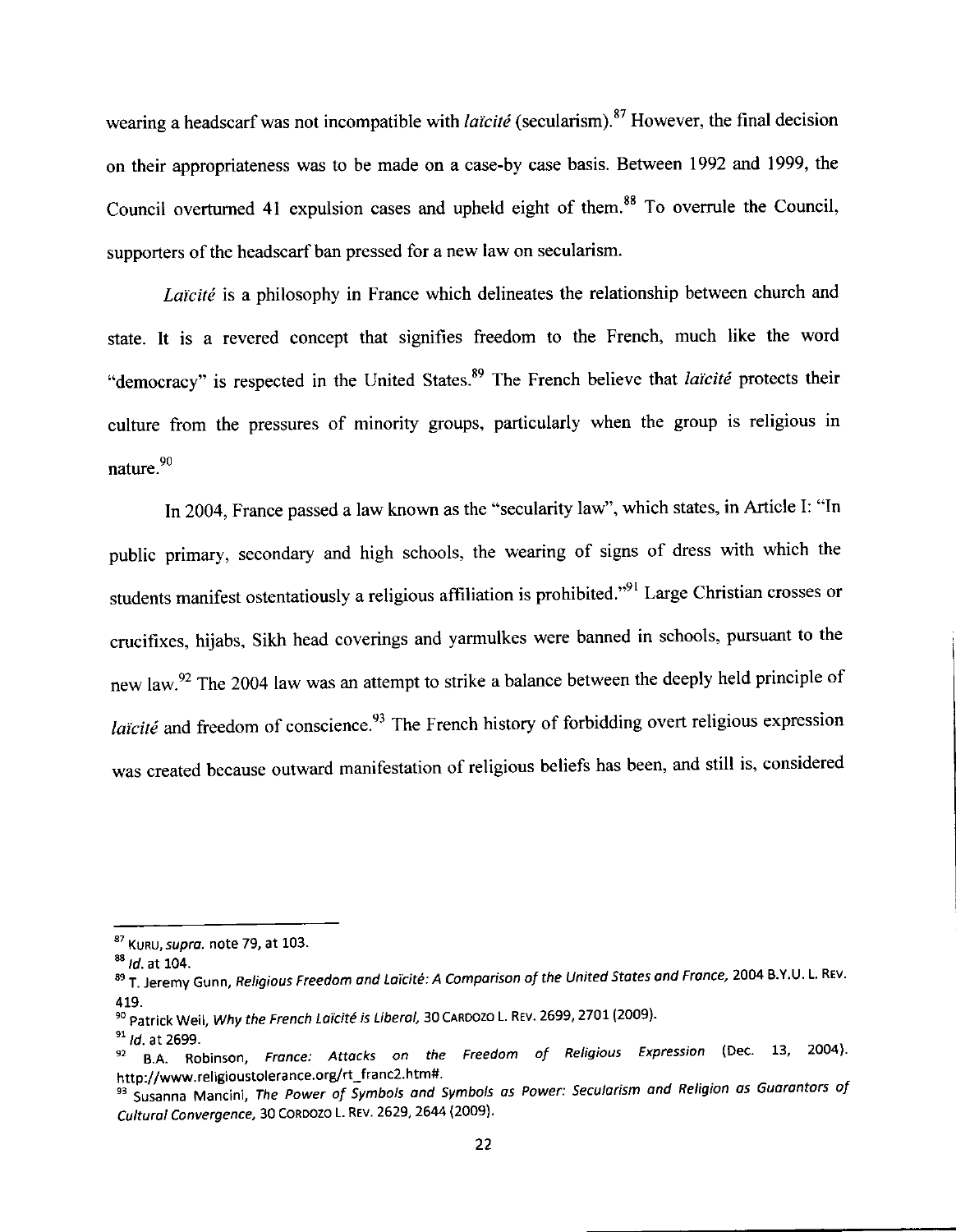wearing a headscarf was not incompatible with *laïcité* (secularism).[87] However, the final decision on their appropriateness was to be made on a case-by case basis. Between 1992 and 1999, the Council overturned 41 expulsion cases and upheld eight of them.[88] To overrule the Council, supporters of the headscarf ban pressed for a new law on secularism.

*Laïcité* is a philosophy in France which delineates the relationship between church and state. It is a revered concept that signifies freedom to the French, much like the word "democracy" is respected in the United States.[89] The French believe that *laïcité* protects their culture from the pressures of minority groups, particularly when the group is religious in nature.[90]

In 2004, France passed a law known as the "secularity law", which states, in Article I: "In public primary, secondary and high schools, the wearing of signs of dress with which the students manifest ostentatiously a religious affiliation is prohibited."[91] Large Christian crosses or crucifixes, hijabs, Sikh head coverings and yarmulkes were banned in schools, pursuant to the new law.[92] The 2004 law was an attempt to strike a balance between the deeply held principle of *laïcité* and freedom of conscience.[93] The French history of forbidding overt religious expression was created because outward manifestation of religious beliefs has been, and still is, considered

---

[87] KURU, *supra.* note 79, at 103.

[88] *Id.* at 104.

[89] T. Jeremy Gunn, *Religious Freedom and Laïcité: A Comparison of the United States and France,* 2004 B.Y.U. L. REV. 419.

[90] Patrick Weil, *Why the French Laïcité is Liberal,* 30 CARDOZO L. REV. 2699, 2701 (2009).

[91] *Id.* at 2699.

[92] B.A. Robinson, *France: Attacks on the Freedom of Religious Expression* (Dec. 13, 2004). http://www.religioustolerance.org/rt_franc2.htm#.

[93] Susanna Mancini, *The Power of Symbols and Symbols as Power: Secularism and Religion as Guarantors of Cultural Convergence,* 30 CORDOZO L. REV. 2629, 2644 (2009).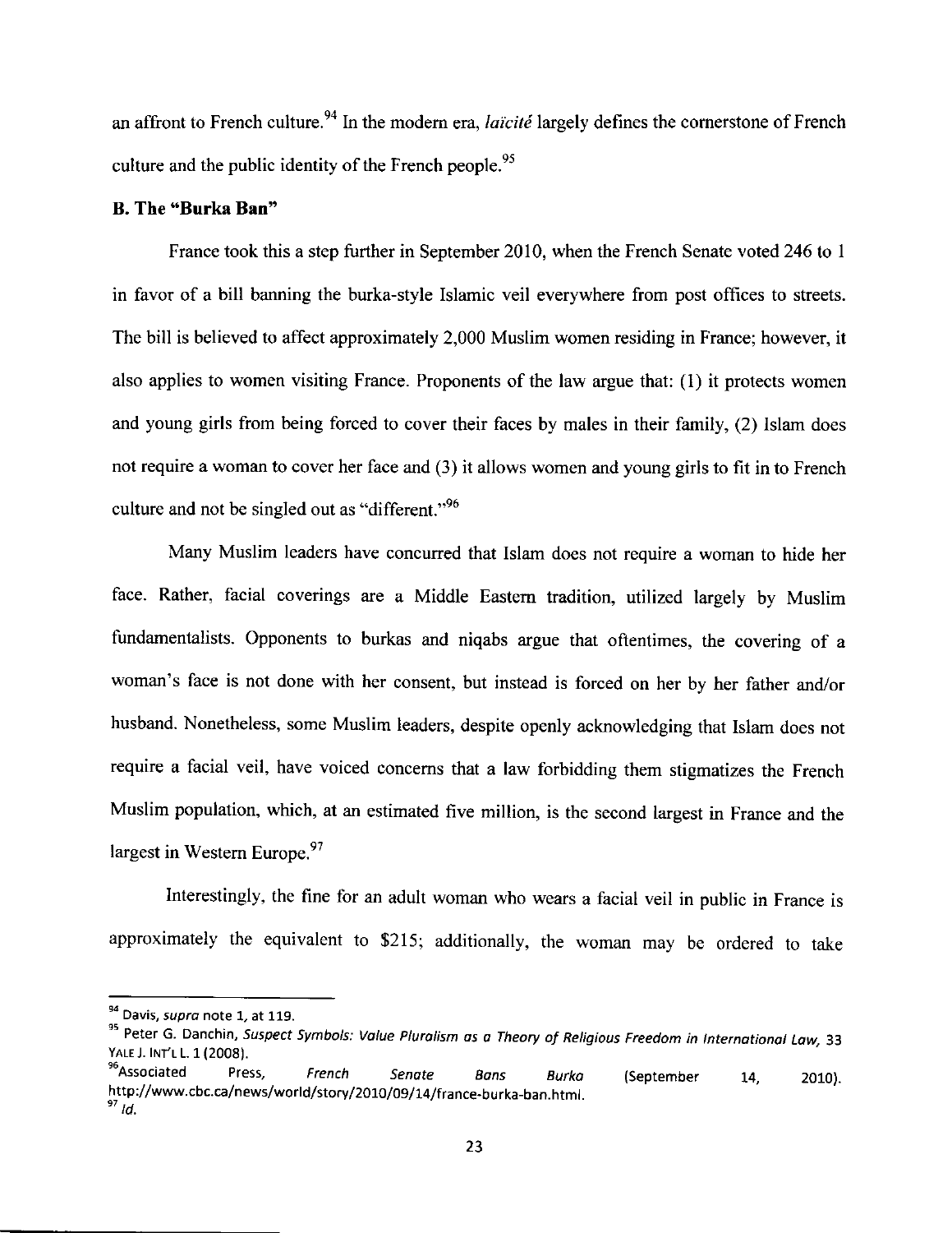an affront to French culture.[94] In the modern era, *laïcité* largely defines the cornerstone of French culture and the public identity of the French people.[95]

**B. The "Burka Ban"**

France took this a step further in September 2010, when the French Senate voted 246 to 1 in favor of a bill banning the burka-style Islamic veil everywhere from post offices to streets. The bill is believed to affect approximately 2,000 Muslim women residing in France; however, it also applies to women visiting France. Proponents of the law argue that: (1) it protects women and young girls from being forced to cover their faces by males in their family, (2) Islam does not require a woman to cover her face and (3) it allows women and young girls to fit in to French culture and not be singled out as "different."[96]

Many Muslim leaders have concurred that Islam does not require a woman to hide her face. Rather, facial coverings are a Middle Eastern tradition, utilized largely by Muslim fundamentalists. Opponents to burkas and niqabs argue that oftentimes, the covering of a woman's face is not done with her consent, but instead is forced on her by her father and/or husband. Nonetheless, some Muslim leaders, despite openly acknowledging that Islam does not require a facial veil, have voiced concerns that a law forbidding them stigmatizes the French Muslim population, which, at an estimated five million, is the second largest in France and the largest in Western Europe.[97]

Interestingly, the fine for an adult woman who wears a facial veil in public in France is approximately the equivalent to $215; additionally, the woman may be ordered to take

---

[94] Davis, *supra* note 1, at 119.

[95] Peter G. Danchin, *Suspect Symbols: Value Pluralism as a Theory of Religious Freedom in International Law*, 33 YALE J. INT'L L. 1 (2008).

[96] Associated Press, *French Senate Bans Burka* (September 14, 2010). http://www.cbc.ca/news/world/story/2010/09/14/france-burka-ban.html.

[97] *Id.*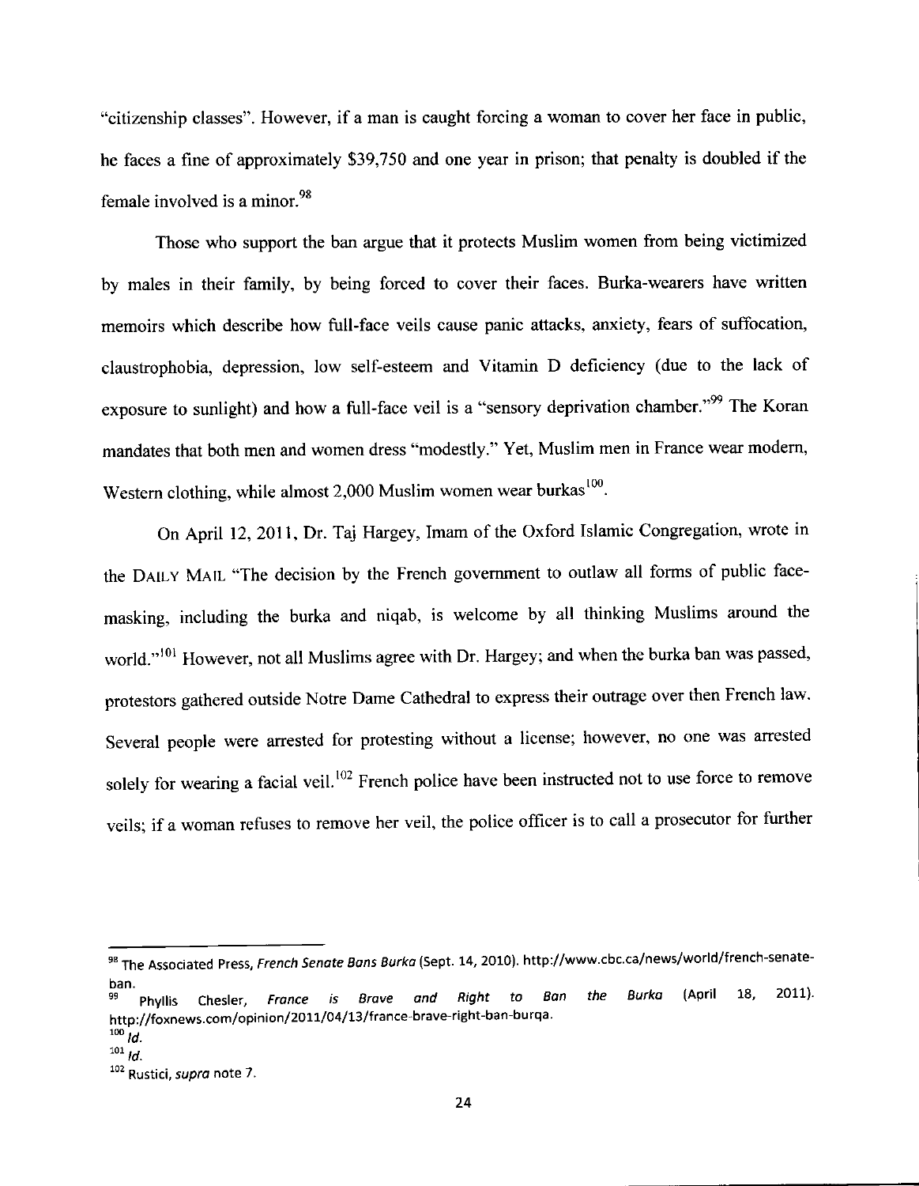"citizenship classes". However, if a man is caught forcing a woman to cover her face in public, he faces a fine of approximately $39,750 and one year in prison; that penalty is doubled if the female involved is a minor.[98]

Those who support the ban argue that it protects Muslim women from being victimized by males in their family, by being forced to cover their faces. Burka-wearers have written memoirs which describe how full-face veils cause panic attacks, anxiety, fears of suffocation, claustrophobia, depression, low self-esteem and Vitamin D deficiency (due to the lack of exposure to sunlight) and how a full-face veil is a "sensory deprivation chamber."[99] The Koran mandates that both men and women dress "modestly." Yet, Muslim men in France wear modern, Western clothing, while almost 2,000 Muslim women wear burkas[100].

On April 12, 2011, Dr. Taj Hargey, Imam of the Oxford Islamic Congregation, wrote in the DAILY MAIL "The decision by the French government to outlaw all forms of public face-masking, including the burka and niqab, is welcome by all thinking Muslims around the world."[101] However, not all Muslims agree with Dr. Hargey; and when the burka ban was passed, protestors gathered outside Notre Dame Cathedral to express their outrage over then French law. Several people were arrested for protesting without a license; however, no one was arrested solely for wearing a facial veil.[102] French police have been instructed not to use force to remove veils; if a woman refuses to remove her veil, the police officer is to call a prosecutor for further

---

[98] The Associated Press, *French Senate Bans Burka* (Sept. 14, 2010). http://www.cbc.ca/news/world/french-senate-ban.

[99] Phyllis Chesler, *France is Brave and Right to Ban the Burka* (April 18, 2011). http://foxnews.com/opinion/2011/04/13/france-brave-right-ban-burqa.

[100] *Id.*

[101] *Id.*

[102] Rustici, *supra* note 7.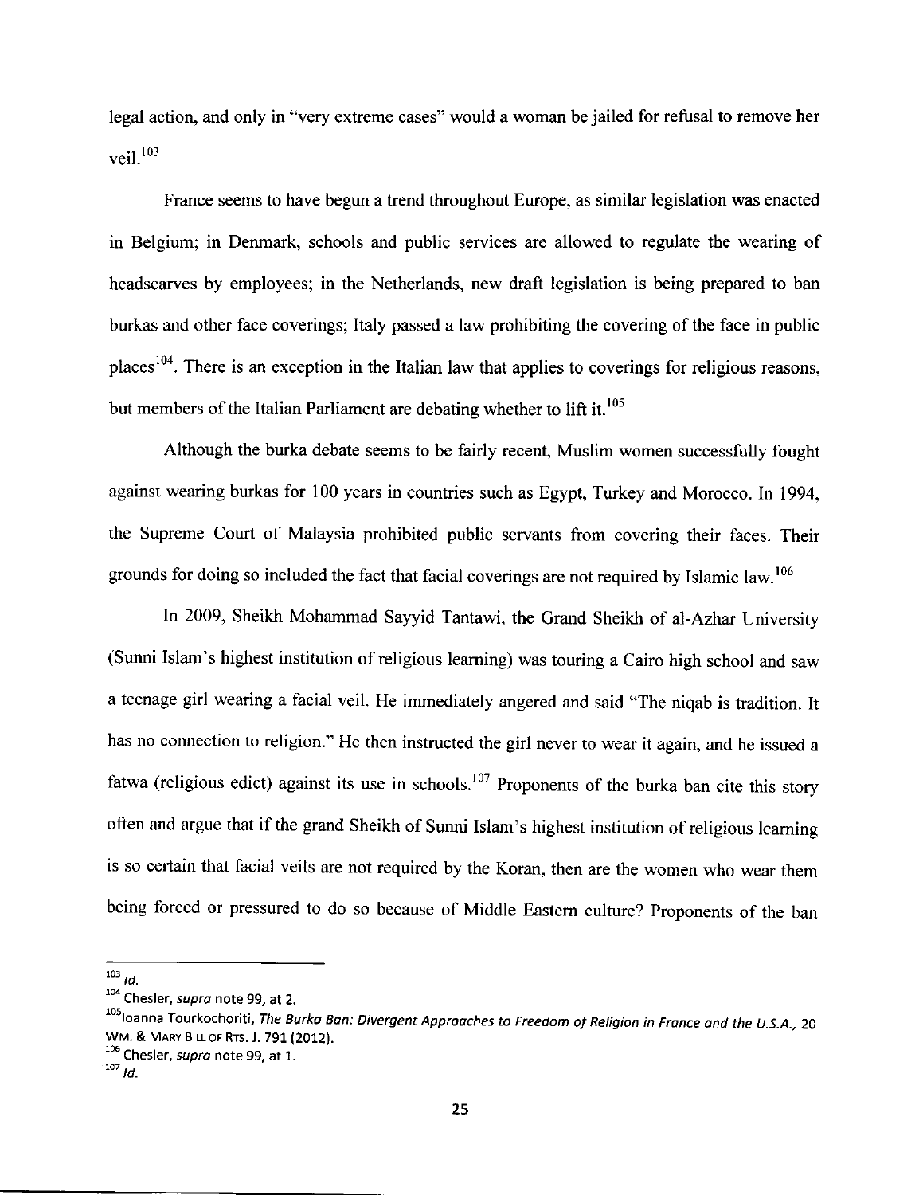legal action, and only in "very extreme cases" would a woman be jailed for refusal to remove her veil.[103]

France seems to have begun a trend throughout Europe, as similar legislation was enacted in Belgium; in Denmark, schools and public services are allowed to regulate the wearing of headscarves by employees; in the Netherlands, new draft legislation is being prepared to ban burkas and other face coverings; Italy passed a law prohibiting the covering of the face in public places[104]. There is an exception in the Italian law that applies to coverings for religious reasons, but members of the Italian Parliament are debating whether to lift it.[105]

Although the burka debate seems to be fairly recent, Muslim women successfully fought against wearing burkas for 100 years in countries such as Egypt, Turkey and Morocco. In 1994, the Supreme Court of Malaysia prohibited public servants from covering their faces. Their grounds for doing so included the fact that facial coverings are not required by Islamic law.[106]

In 2009, Sheikh Mohammad Sayyid Tantawi, the Grand Sheikh of al-Azhar University (Sunni Islam's highest institution of religious learning) was touring a Cairo high school and saw a teenage girl wearing a facial veil. He immediately angered and said "The niqab is tradition. It has no connection to religion." He then instructed the girl never to wear it again, and he issued a fatwa (religious edict) against its use in schools.[107] Proponents of the burka ban cite this story often and argue that if the grand Sheikh of Sunni Islam's highest institution of religious learning is so certain that facial veils are not required by the Koran, then are the women who wear them being forced or pressured to do so because of Middle Eastern culture? Proponents of the ban

---

[103] *Id.*

[104] Chesler, *supra* note 99, at 2.

[105] Ioanna Tourkochoriti, *The Burka Ban: Divergent Approaches to Freedom of Religion in France and the U.S.A.*, 20 Wm. & Mary Bill of Rts. J. 791 (2012).

[106] Chesler, *supra* note 99, at 1.

[107] *Id.*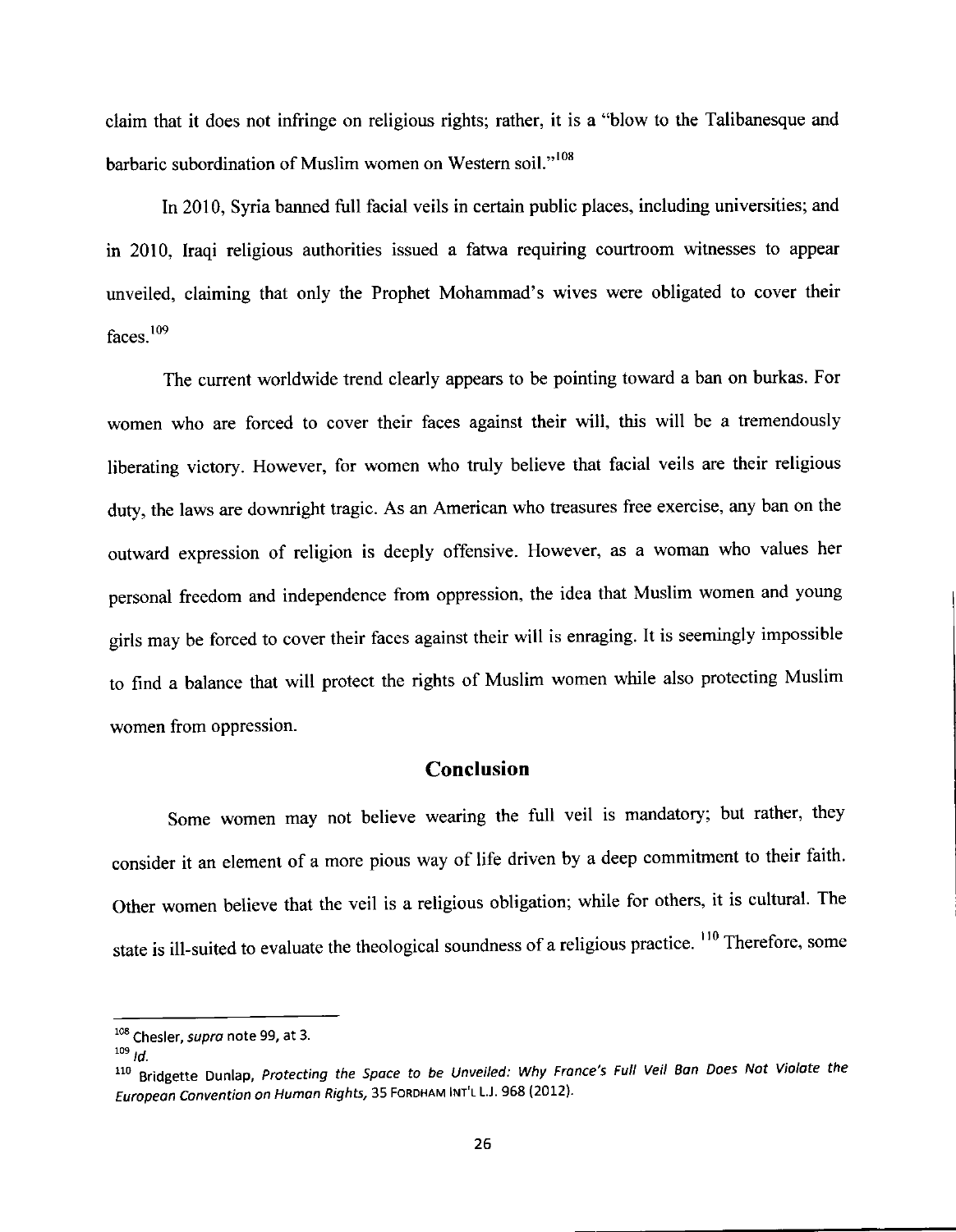claim that it does not infringe on religious rights; rather, it is a "blow to the Talibanesque and barbaric subordination of Muslim women on Western soil."[108]

In 2010, Syria banned full facial veils in certain public places, including universities; and in 2010, Iraqi religious authorities issued a fatwa requiring courtroom witnesses to appear unveiled, claiming that only the Prophet Mohammad's wives were obligated to cover their faces.[109]

The current worldwide trend clearly appears to be pointing toward a ban on burkas. For women who are forced to cover their faces against their will, this will be a tremendously liberating victory. However, for women who truly believe that facial veils are their religious duty, the laws are downright tragic. As an American who treasures free exercise, any ban on the outward expression of religion is deeply offensive. However, as a woman who values her personal freedom and independence from oppression, the idea that Muslim women and young girls may be forced to cover their faces against their will is enraging. It is seemingly impossible to find a balance that will protect the rights of Muslim women while also protecting Muslim women from oppression.

## Conclusion

Some women may not believe wearing the full veil is mandatory; but rather, they consider it an element of a more pious way of life driven by a deep commitment to their faith. Other women believe that the veil is a religious obligation; while for others, it is cultural. The state is ill-suited to evaluate the theological soundness of a religious practice.[110] Therefore, some

---

[108] Chesler, *supra* note 99, at 3.

[109] *Id.*

[110] Bridgette Dunlap, *Protecting the Space to be Unveiled: Why France's Full Veil Ban Does Not Violate the European Convention on Human Rights,* 35 FORDHAM INT'L L.J. 968 (2012).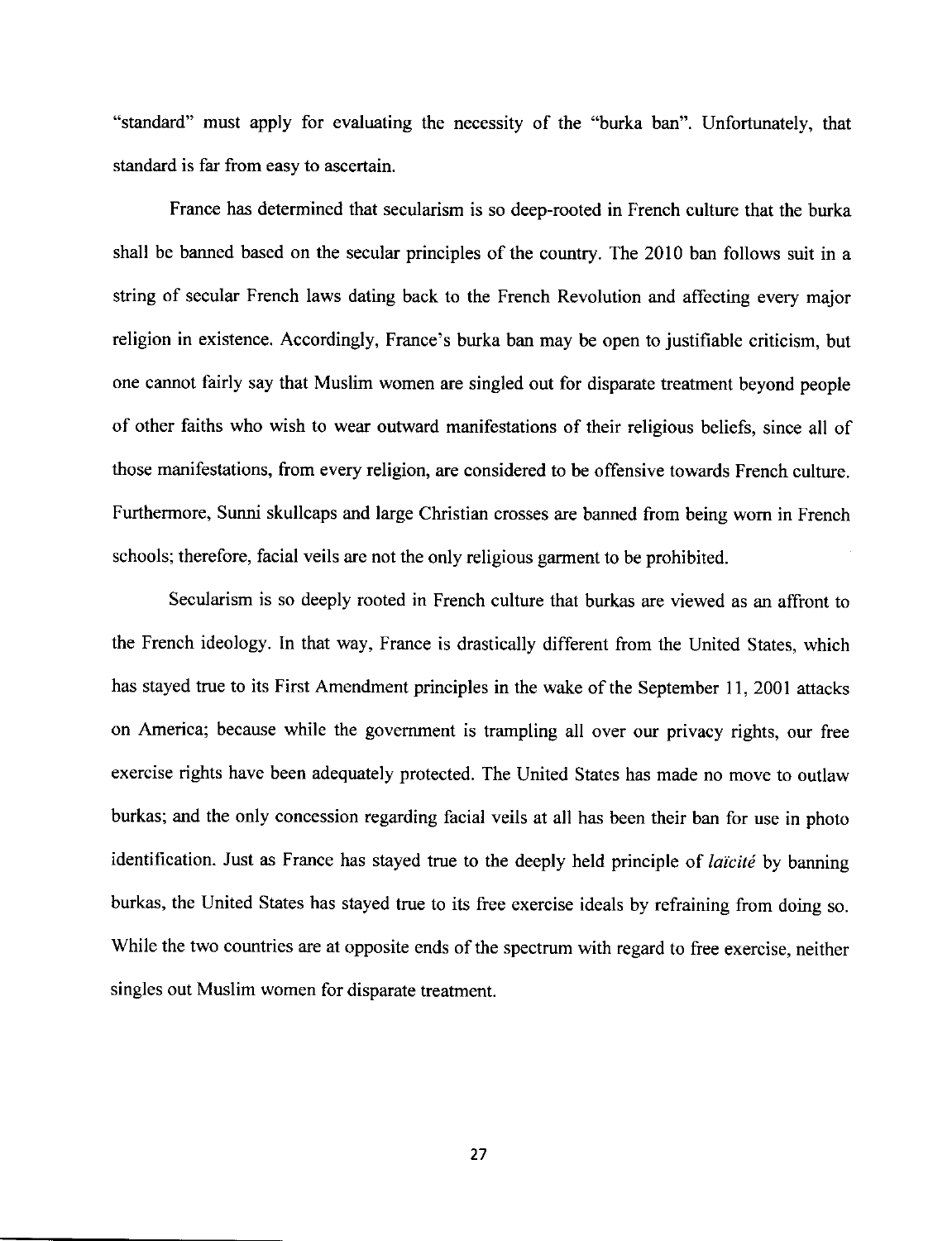"standard" must apply for evaluating the necessity of the "burka ban". Unfortunately, that standard is far from easy to ascertain.

France has determined that secularism is so deep-rooted in French culture that the burka shall be banned based on the secular principles of the country. The 2010 ban follows suit in a string of secular French laws dating back to the French Revolution and affecting every major religion in existence. Accordingly, France's burka ban may be open to justifiable criticism, but one cannot fairly say that Muslim women are singled out for disparate treatment beyond people of other faiths who wish to wear outward manifestations of their religious beliefs, since all of those manifestations, from every religion, are considered to be offensive towards French culture. Furthermore, Sunni skullcaps and large Christian crosses are banned from being worn in French schools; therefore, facial veils are not the only religious garment to be prohibited.

Secularism is so deeply rooted in French culture that burkas are viewed as an affront to the French ideology. In that way, France is drastically different from the United States, which has stayed true to its First Amendment principles in the wake of the September 11, 2001 attacks on America; because while the government is trampling all over our privacy rights, our free exercise rights have been adequately protected. The United States has made no move to outlaw burkas; and the only concession regarding facial veils at all has been their ban for use in photo identification. Just as France has stayed true to the deeply held principle of *laïcité* by banning burkas, the United States has stayed true to its free exercise ideals by refraining from doing so. While the two countries are at opposite ends of the spectrum with regard to free exercise, neither singles out Muslim women for disparate treatment.